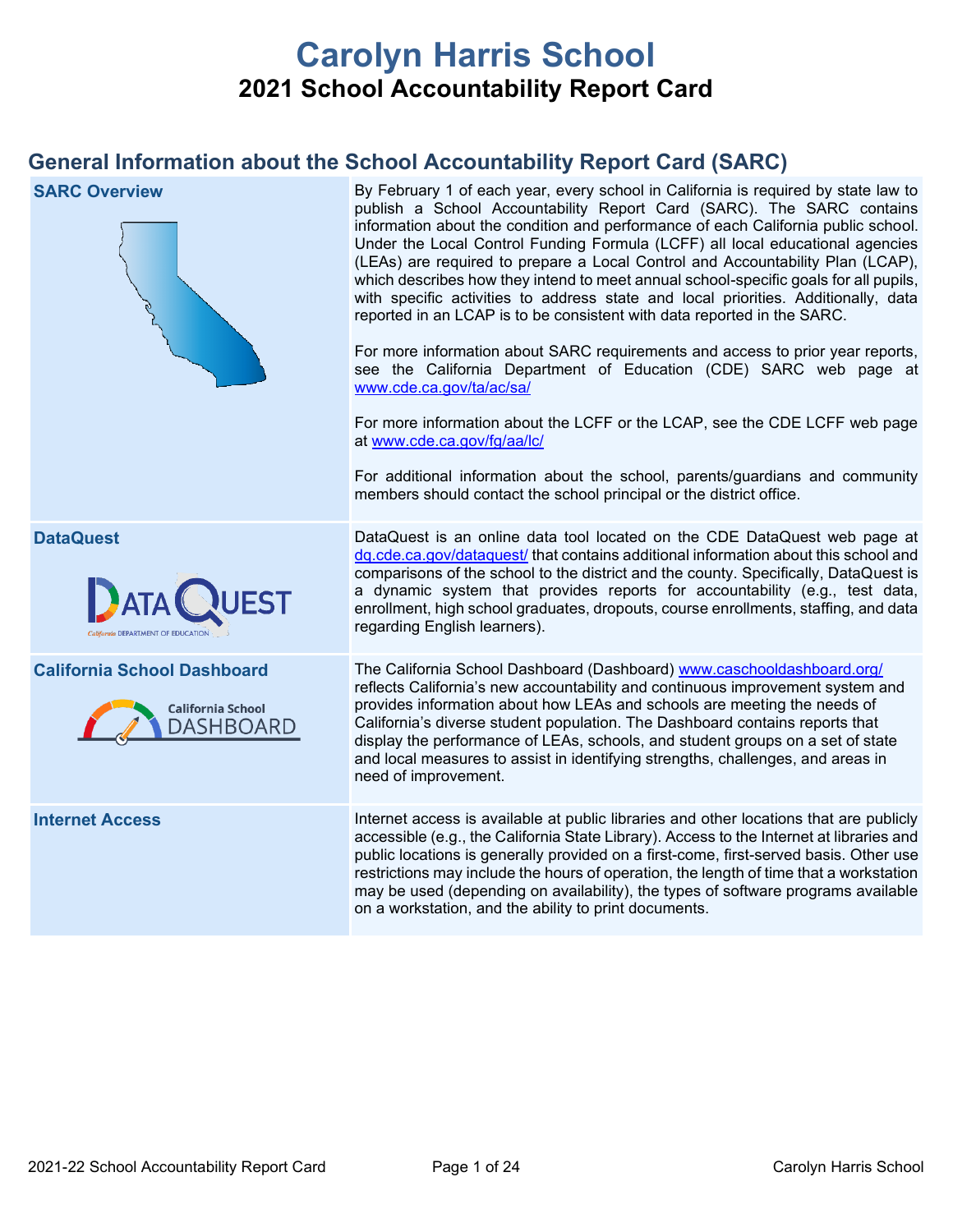# Carolyn Harris School

## 2021 School Accountability Report Card

## General Information about the School Accountability Report Card (SARC)

| | |
|---|---|
| **SARC Overview** | By February 1 of each year, every school in California is required by state law to publish a School Accountability Report Card (SARC). The SARC contains information about the condition and performance of each California public school. Under the Local Control Funding Formula (LCFF) all local educational agencies (LEAs) are required to prepare a Local Control and Accountability Plan (LCAP), which describes how they intend to meet annual school-specific goals for all pupils, with specific activities to address state and local priorities. Additionally, data reported in an LCAP is to be consistent with data reported in the SARC.<br><br>For more information about SARC requirements and access to prior year reports, see the California Department of Education (CDE) SARC web page at www.cde.ca.gov/ta/ac/sa/<br><br>For more information about the LCFF or the LCAP, see the CDE LCFF web page at www.cde.ca.gov/fg/aa/lc/<br><br>For additional information about the school, parents/guardians and community members should contact the school principal or the district office. |
| **DataQuest** | DataQuest is an online data tool located on the CDE DataQuest web page at dq.cde.ca.gov/dataquest/ that contains additional information about this school and comparisons of the school to the district and the county. Specifically, DataQuest is a dynamic system that provides reports for accountability (e.g., test data, enrollment, high school graduates, dropouts, course enrollments, staffing, and data regarding English learners). |
| **California School Dashboard** | The California School Dashboard (Dashboard) www.caschooldashboard.org/ reflects California's new accountability and continuous improvement system and provides information about how LEAs and schools are meeting the needs of California's diverse student population. The Dashboard contains reports that display the performance of LEAs, schools, and student groups on a set of state and local measures to assist in identifying strengths, challenges, and areas in need of improvement. |
| **Internet Access** | Internet access is available at public libraries and other locations that are publicly accessible (e.g., the California State Library). Access to the Internet at libraries and public locations is generally provided on a first-come, first-served basis. Other use restrictions may include the hours of operation, the length of time that a workstation may be used (depending on availability), the types of software programs available on a workstation, and the ability to print documents. |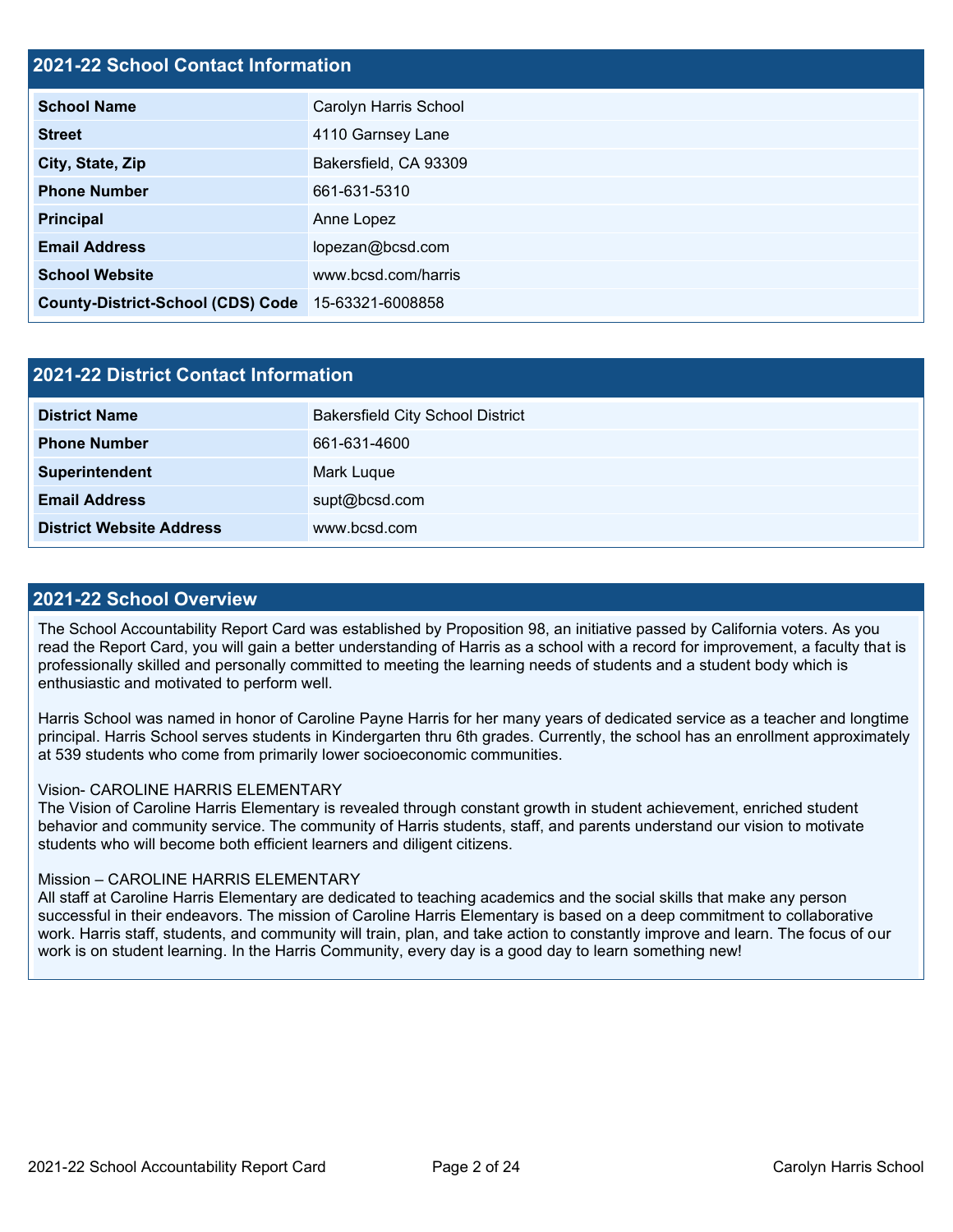## 2021-22 School Contact Information

| | |
|---|---|
| **School Name** | Carolyn Harris School |
| **Street** | 4110 Garnsey Lane |
| **City, State, Zip** | Bakersfield, CA 93309 |
| **Phone Number** | 661-631-5310 |
| **Principal** | Anne Lopez |
| **Email Address** | lopezan@bcsd.com |
| **School Website** | www.bcsd.com/harris |
| **County-District-School (CDS) Code** | 15-63321-6008858 |

## 2021-22 District Contact Information

| | |
|---|---|
| **District Name** | Bakersfield City School District |
| **Phone Number** | 661-631-4600 |
| **Superintendent** | Mark Luque |
| **Email Address** | supt@bcsd.com |
| **District Website Address** | www.bcsd.com |

## 2021-22 School Overview

The School Accountability Report Card was established by Proposition 98, an initiative passed by California voters. As you read the Report Card, you will gain a better understanding of Harris as a school with a record for improvement, a faculty that is professionally skilled and personally committed to meeting the learning needs of students and a student body which is enthusiastic and motivated to perform well.

Harris School was named in honor of Caroline Payne Harris for her many years of dedicated service as a teacher and longtime principal. Harris School serves students in Kindergarten thru 6th grades. Currently, the school has an enrollment approximately at 539 students who come from primarily lower socioeconomic communities.

Vision- CAROLINE HARRIS ELEMENTARY
The Vision of Caroline Harris Elementary is revealed through constant growth in student achievement, enriched student behavior and community service. The community of Harris students, staff, and parents understand our vision to motivate students who will become both efficient learners and diligent citizens.

Mission – CAROLINE HARRIS ELEMENTARY
All staff at Caroline Harris Elementary are dedicated to teaching academics and the social skills that make any person successful in their endeavors. The mission of Caroline Harris Elementary is based on a deep commitment to collaborative work. Harris staff, students, and community will train, plan, and take action to constantly improve and learn. The focus of our work is on student learning. In the Harris Community, every day is a good day to learn something new!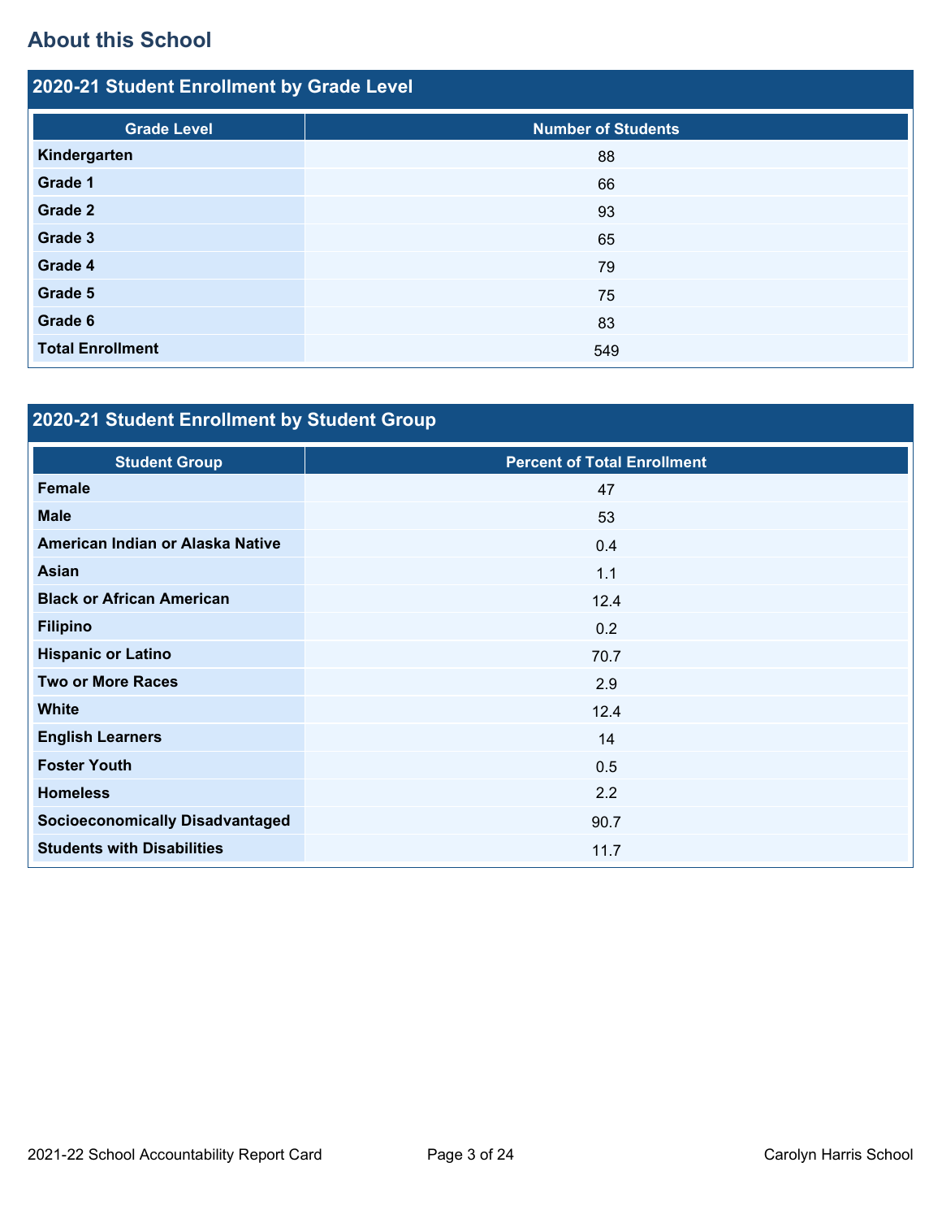## About this School

### 2020-21 Student Enrollment by Grade Level

| Grade Level | Number of Students |
| --- | --- |
| Kindergarten | 88 |
| Grade 1 | 66 |
| Grade 2 | 93 |
| Grade 3 | 65 |
| Grade 4 | 79 |
| Grade 5 | 75 |
| Grade 6 | 83 |
| Total Enrollment | 549 |

### 2020-21 Student Enrollment by Student Group

| Student Group | Percent of Total Enrollment |
| --- | --- |
| Female | 47 |
| Male | 53 |
| American Indian or Alaska Native | 0.4 |
| Asian | 1.1 |
| Black or African American | 12.4 |
| Filipino | 0.2 |
| Hispanic or Latino | 70.7 |
| Two or More Races | 2.9 |
| White | 12.4 |
| English Learners | 14 |
| Foster Youth | 0.5 |
| Homeless | 2.2 |
| Socioeconomically Disadvantaged | 90.7 |
| Students with Disabilities | 11.7 |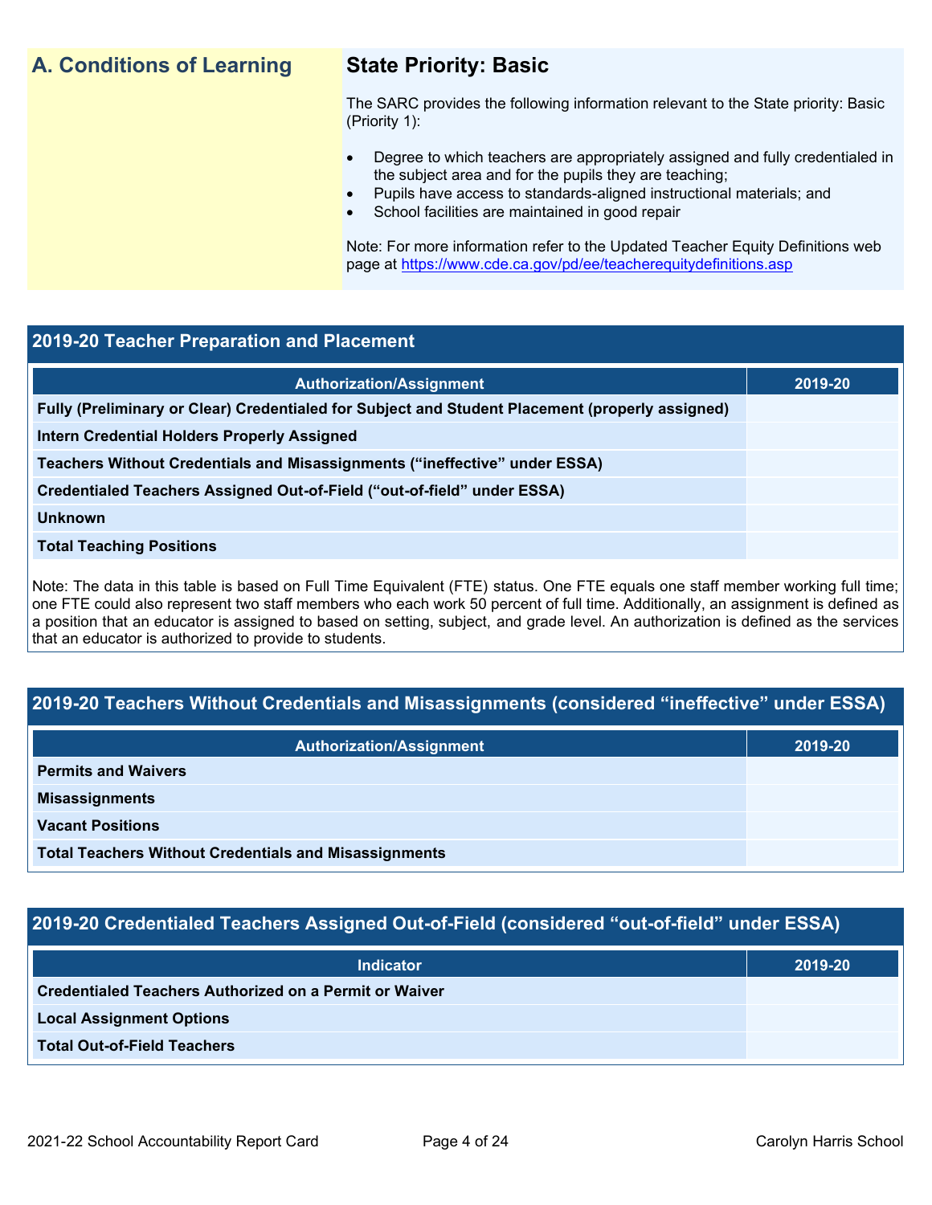## A. Conditions of Learning

### State Priority: Basic

The SARC provides the following information relevant to the State priority: Basic (Priority 1):

- Degree to which teachers are appropriately assigned and fully credentialed in the subject area and for the pupils they are teaching;
- Pupils have access to standards-aligned instructional materials; and
- School facilities are maintained in good repair

Note: For more information refer to the Updated Teacher Equity Definitions web page at https://www.cde.ca.gov/pd/ee/teacherequitydefinitions.asp

### 2019-20 Teacher Preparation and Placement

| Authorization/Assignment | 2019-20 |
|---|---|
| Fully (Preliminary or Clear) Credentialed for Subject and Student Placement (properly assigned) | |
| Intern Credential Holders Properly Assigned | |
| Teachers Without Credentials and Misassignments ("ineffective" under ESSA) | |
| Credentialed Teachers Assigned Out-of-Field ("out-of-field" under ESSA) | |
| Unknown | |
| Total Teaching Positions | |

Note: The data in this table is based on Full Time Equivalent (FTE) status. One FTE equals one staff member working full time; one FTE could also represent two staff members who each work 50 percent of full time. Additionally, an assignment is defined as a position that an educator is assigned to based on setting, subject, and grade level. An authorization is defined as the services that an educator is authorized to provide to students.

### 2019-20 Teachers Without Credentials and Misassignments (considered "ineffective" under ESSA)

| Authorization/Assignment | 2019-20 |
|---|---|
| Permits and Waivers | |
| Misassignments | |
| Vacant Positions | |
| Total Teachers Without Credentials and Misassignments | |

### 2019-20 Credentialed Teachers Assigned Out-of-Field (considered "out-of-field" under ESSA)

| Indicator | 2019-20 |
|---|---|
| Credentialed Teachers Authorized on a Permit or Waiver | |
| Local Assignment Options | |
| Total Out-of-Field Teachers | |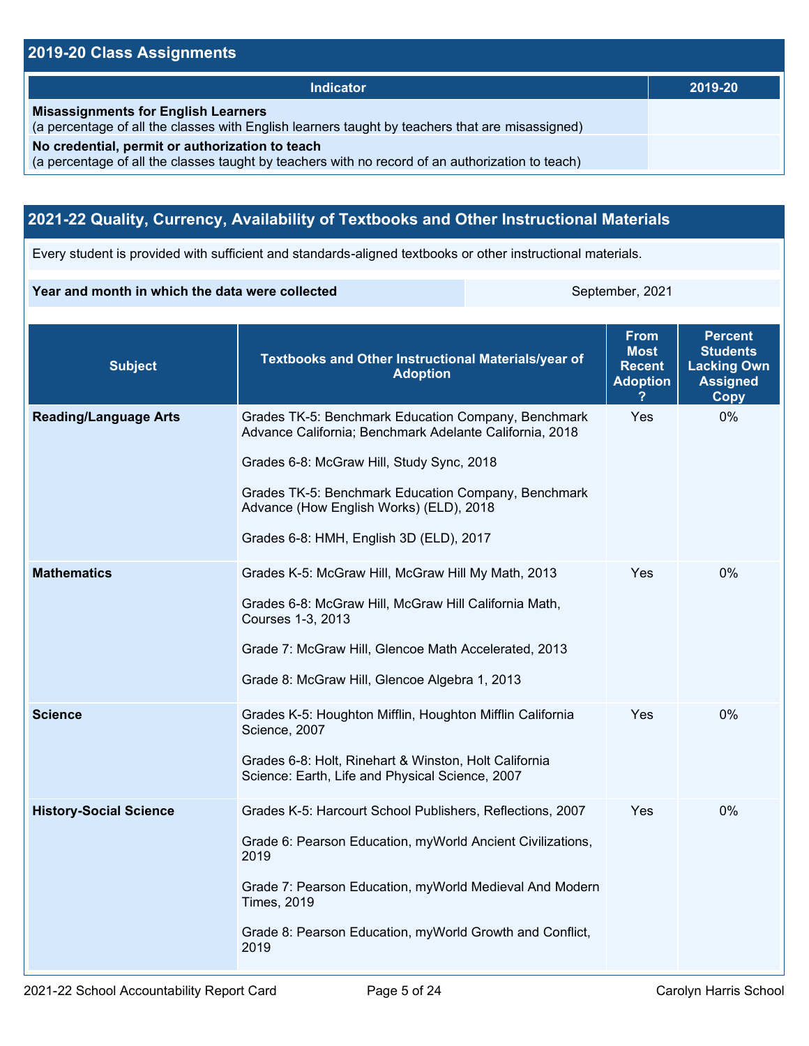## 2019-20 Class Assignments

| Indicator | 2019-20 |
|---|---|
| **Misassignments for English Learners** (a percentage of all the classes with English learners taught by teachers that are misassigned) | |
| **No credential, permit or authorization to teach** (a percentage of all the classes taught by teachers with no record of an authorization to teach) | |

## 2021-22 Quality, Currency, Availability of Textbooks and Other Instructional Materials

Every student is provided with sufficient and standards-aligned textbooks or other instructional materials.

| **Year and month in which the data were collected** | September, 2021 |
|---|---|

| Subject | Textbooks and Other Instructional Materials/year of Adoption | From Most Recent Adoption ? | Percent Students Lacking Own Assigned Copy |
|---|---|---|---|
| **Reading/Language Arts** | Grades TK-5: Benchmark Education Company, Benchmark Advance California; Benchmark Adelante California, 2018<br><br>Grades 6-8: McGraw Hill, Study Sync, 2018<br><br>Grades TK-5: Benchmark Education Company, Benchmark Advance (How English Works) (ELD), 2018<br><br>Grades 6-8: HMH, English 3D (ELD), 2017 | Yes | 0% |
| **Mathematics** | Grades K-5: McGraw Hill, McGraw Hill My Math, 2013<br><br>Grades 6-8: McGraw Hill, McGraw Hill California Math, Courses 1-3, 2013<br><br>Grade 7: McGraw Hill, Glencoe Math Accelerated, 2013<br><br>Grade 8: McGraw Hill, Glencoe Algebra 1, 2013 | Yes | 0% |
| **Science** | Grades K-5: Houghton Mifflin, Houghton Mifflin California Science, 2007<br><br>Grades 6-8: Holt, Rinehart & Winston, Holt California Science: Earth, Life and Physical Science, 2007 | Yes | 0% |
| **History-Social Science** | Grades K-5: Harcourt School Publishers, Reflections, 2007<br><br>Grade 6: Pearson Education, myWorld Ancient Civilizations, 2019<br><br>Grade 7: Pearson Education, myWorld Medieval And Modern Times, 2019<br><br>Grade 8: Pearson Education, myWorld Growth and Conflict, 2019 | Yes | 0% |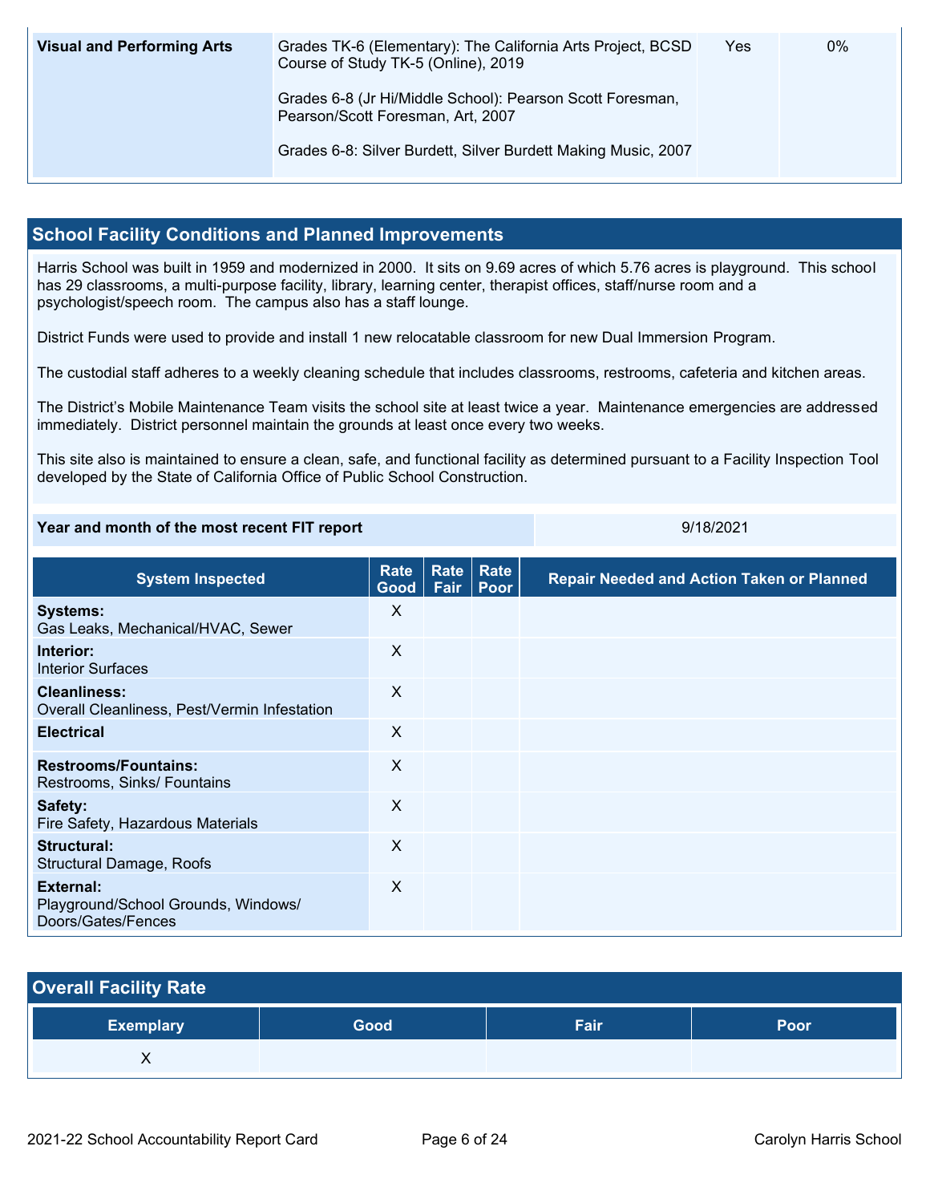| Visual and Performing Arts | Grades TK-6 (Elementary): The California Arts Project, BCSD Course of Study TK-5 (Online), 2019<br><br>Grades 6-8 (Jr Hi/Middle School): Pearson Scott Foresman, Pearson/Scott Foresman, Art, 2007<br><br>Grades 6-8: Silver Burdett, Silver Burdett Making Music, 2007 | Yes | 0% |
|---|---|---|---|

## School Facility Conditions and Planned Improvements

Harris School was built in 1959 and modernized in 2000. It sits on 9.69 acres of which 5.76 acres is playground. This school has 29 classrooms, a multi-purpose facility, library, learning center, therapist offices, staff/nurse room and a psychologist/speech room. The campus also has a staff lounge.

District Funds were used to provide and install 1 new relocatable classroom for new Dual Immersion Program.

The custodial staff adheres to a weekly cleaning schedule that includes classrooms, restrooms, cafeteria and kitchen areas.

The District's Mobile Maintenance Team visits the school site at least twice a year. Maintenance emergencies are addressed immediately. District personnel maintain the grounds at least once every two weeks.

This site also is maintained to ensure a clean, safe, and functional facility as determined pursuant to a Facility Inspection Tool developed by the State of California Office of Public School Construction.

| Year and month of the most recent FIT report | 9/18/2021 |
|---|---|

| System Inspected | Rate Good | Rate Fair | Rate Poor | Repair Needed and Action Taken or Planned |
|---|---|---|---|---|
| **Systems:** Gas Leaks, Mechanical/HVAC, Sewer | X | | | |
| **Interior:** Interior Surfaces | X | | | |
| **Cleanliness:** Overall Cleanliness, Pest/Vermin Infestation | X | | | |
| **Electrical** | X | | | |
| **Restrooms/Fountains:** Restrooms, Sinks/ Fountains | X | | | |
| **Safety:** Fire Safety, Hazardous Materials | X | | | |
| **Structural:** Structural Damage, Roofs | X | | | |
| **External:** Playground/School Grounds, Windows/ Doors/Gates/Fences | X | | | |

## Overall Facility Rate

| Exemplary | Good | Fair | Poor |
|---|---|---|---|
| X | | | |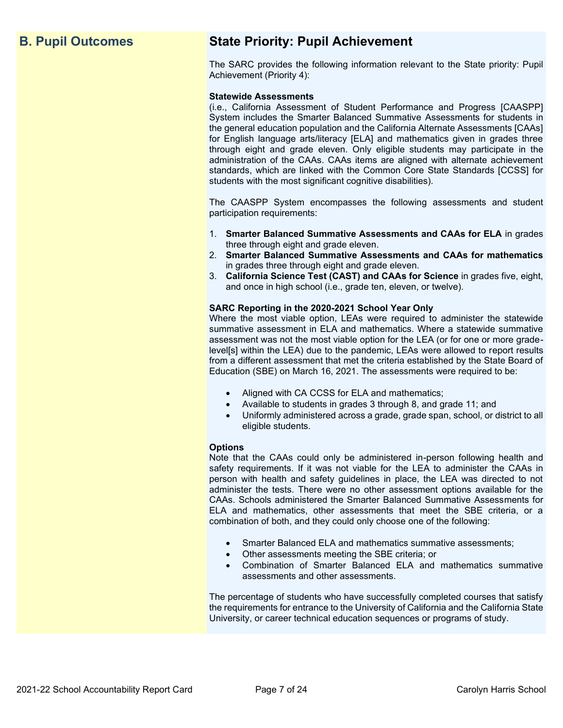## B. Pupil Outcomes

## State Priority: Pupil Achievement

The SARC provides the following information relevant to the State priority: Pupil Achievement (Priority 4):

**Statewide Assessments**
(i.e., California Assessment of Student Performance and Progress [CAASPP] System includes the Smarter Balanced Summative Assessments for students in the general education population and the California Alternate Assessments [CAAs] for English language arts/literacy [ELA] and mathematics given in grades three through eight and grade eleven. Only eligible students may participate in the administration of the CAAs. CAAs items are aligned with alternate achievement standards, which are linked with the Common Core State Standards [CCSS] for students with the most significant cognitive disabilities).

The CAASPP System encompasses the following assessments and student participation requirements:

1. **Smarter Balanced Summative Assessments and CAAs for ELA** in grades three through eight and grade eleven.
2. **Smarter Balanced Summative Assessments and CAAs for mathematics** in grades three through eight and grade eleven.
3. **California Science Test (CAST) and CAAs for Science** in grades five, eight, and once in high school (i.e., grade ten, eleven, or twelve).

**SARC Reporting in the 2020-2021 School Year Only**
Where the most viable option, LEAs were required to administer the statewide summative assessment in ELA and mathematics. Where a statewide summative assessment was not the most viable option for the LEA (or for one or more grade-level[s] within the LEA) due to the pandemic, LEAs were allowed to report results from a different assessment that met the criteria established by the State Board of Education (SBE) on March 16, 2021. The assessments were required to be:

- Aligned with CA CCSS for ELA and mathematics;
- Available to students in grades 3 through 8, and grade 11; and
- Uniformly administered across a grade, grade span, school, or district to all eligible students.

**Options**
Note that the CAAs could only be administered in-person following health and safety requirements. If it was not viable for the LEA to administer the CAAs in person with health and safety guidelines in place, the LEA was directed to not administer the tests. There were no other assessment options available for the CAAs. Schools administered the Smarter Balanced Summative Assessments for ELA and mathematics, other assessments that meet the SBE criteria, or a combination of both, and they could only choose one of the following:

- Smarter Balanced ELA and mathematics summative assessments;
- Other assessments meeting the SBE criteria; or
- Combination of Smarter Balanced ELA and mathematics summative assessments and other assessments.

The percentage of students who have successfully completed courses that satisfy the requirements for entrance to the University of California and the California State University, or career technical education sequences or programs of study.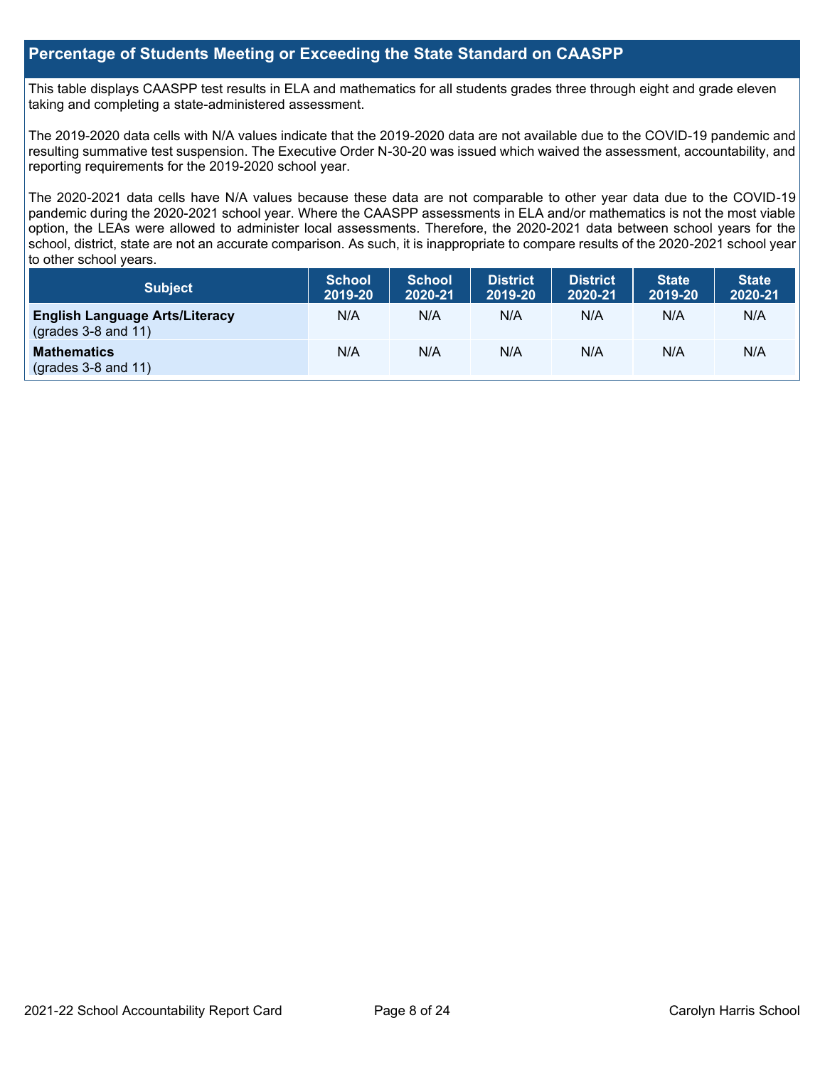## Percentage of Students Meeting or Exceeding the State Standard on CAASPP

This table displays CAASPP test results in ELA and mathematics for all students grades three through eight and grade eleven taking and completing a state-administered assessment.

The 2019-2020 data cells with N/A values indicate that the 2019-2020 data are not available due to the COVID-19 pandemic and resulting summative test suspension. The Executive Order N-30-20 was issued which waived the assessment, accountability, and reporting requirements for the 2019-2020 school year.

The 2020-2021 data cells have N/A values because these data are not comparable to other year data due to the COVID-19 pandemic during the 2020-2021 school year. Where the CAASPP assessments in ELA and/or mathematics is not the most viable option, the LEAs were allowed to administer local assessments. Therefore, the 2020-2021 data between school years for the school, district, state are not an accurate comparison. As such, it is inappropriate to compare results of the 2020-2021 school year to other school years.

| Subject | School 2019-20 | School 2020-21 | District 2019-20 | District 2020-21 | State 2019-20 | State 2020-21 |
|---|---|---|---|---|---|---|
| **English Language Arts/Literacy** (grades 3-8 and 11) | N/A | N/A | N/A | N/A | N/A | N/A |
| **Mathematics** (grades 3-8 and 11) | N/A | N/A | N/A | N/A | N/A | N/A |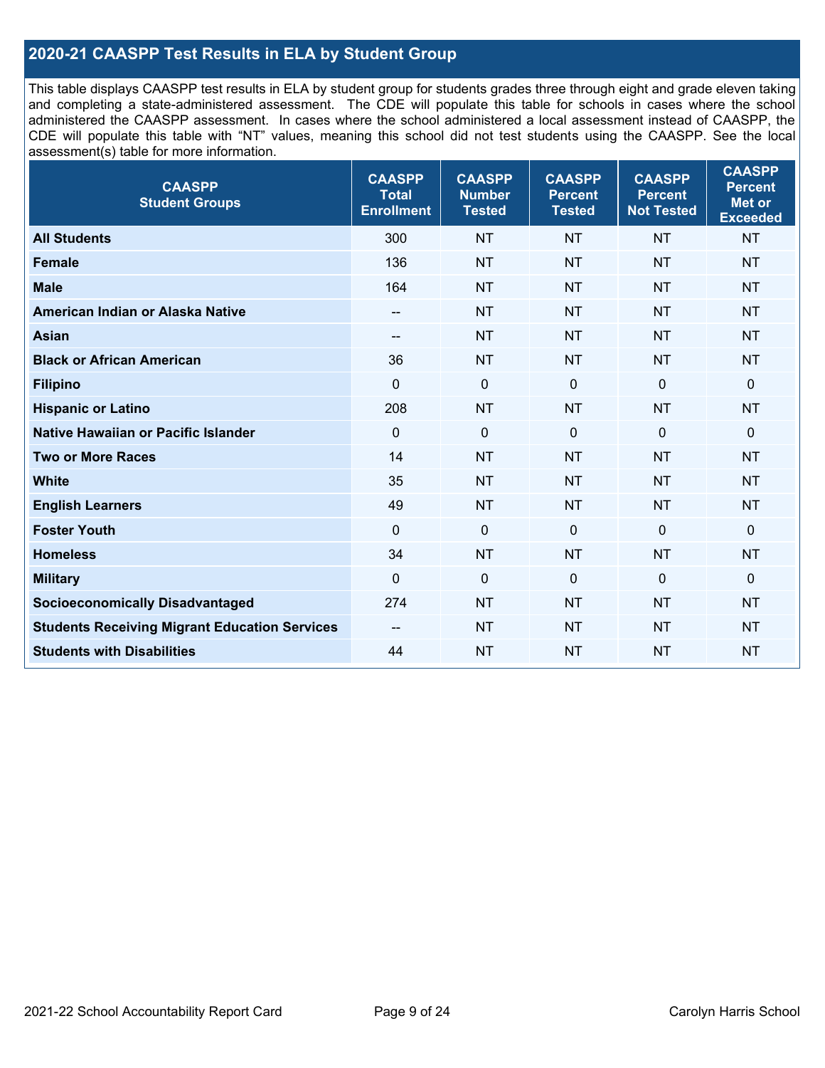## 2020-21 CAASPP Test Results in ELA by Student Group

This table displays CAASPP test results in ELA by student group for students grades three through eight and grade eleven taking and completing a state-administered assessment. The CDE will populate this table for schools in cases where the school administered the CAASPP assessment. In cases where the school administered a local assessment instead of CAASPP, the CDE will populate this table with "NT" values, meaning this school did not test students using the CAASPP. See the local assessment(s) table for more information.

| CAASPP Student Groups | CAASPP Total Enrollment | CAASPP Number Tested | CAASPP Percent Tested | CAASPP Percent Not Tested | CAASPP Percent Met or Exceeded |
|---|---|---|---|---|---|
| **All Students** | 300 | NT | NT | NT | NT |
| **Female** | 136 | NT | NT | NT | NT |
| **Male** | 164 | NT | NT | NT | NT |
| **American Indian or Alaska Native** | -- | NT | NT | NT | NT |
| **Asian** | -- | NT | NT | NT | NT |
| **Black or African American** | 36 | NT | NT | NT | NT |
| **Filipino** | 0 | 0 | 0 | 0 | 0 |
| **Hispanic or Latino** | 208 | NT | NT | NT | NT |
| **Native Hawaiian or Pacific Islander** | 0 | 0 | 0 | 0 | 0 |
| **Two or More Races** | 14 | NT | NT | NT | NT |
| **White** | 35 | NT | NT | NT | NT |
| **English Learners** | 49 | NT | NT | NT | NT |
| **Foster Youth** | 0 | 0 | 0 | 0 | 0 |
| **Homeless** | 34 | NT | NT | NT | NT |
| **Military** | 0 | 0 | 0 | 0 | 0 |
| **Socioeconomically Disadvantaged** | 274 | NT | NT | NT | NT |
| **Students Receiving Migrant Education Services** | -- | NT | NT | NT | NT |
| **Students with Disabilities** | 44 | NT | NT | NT | NT |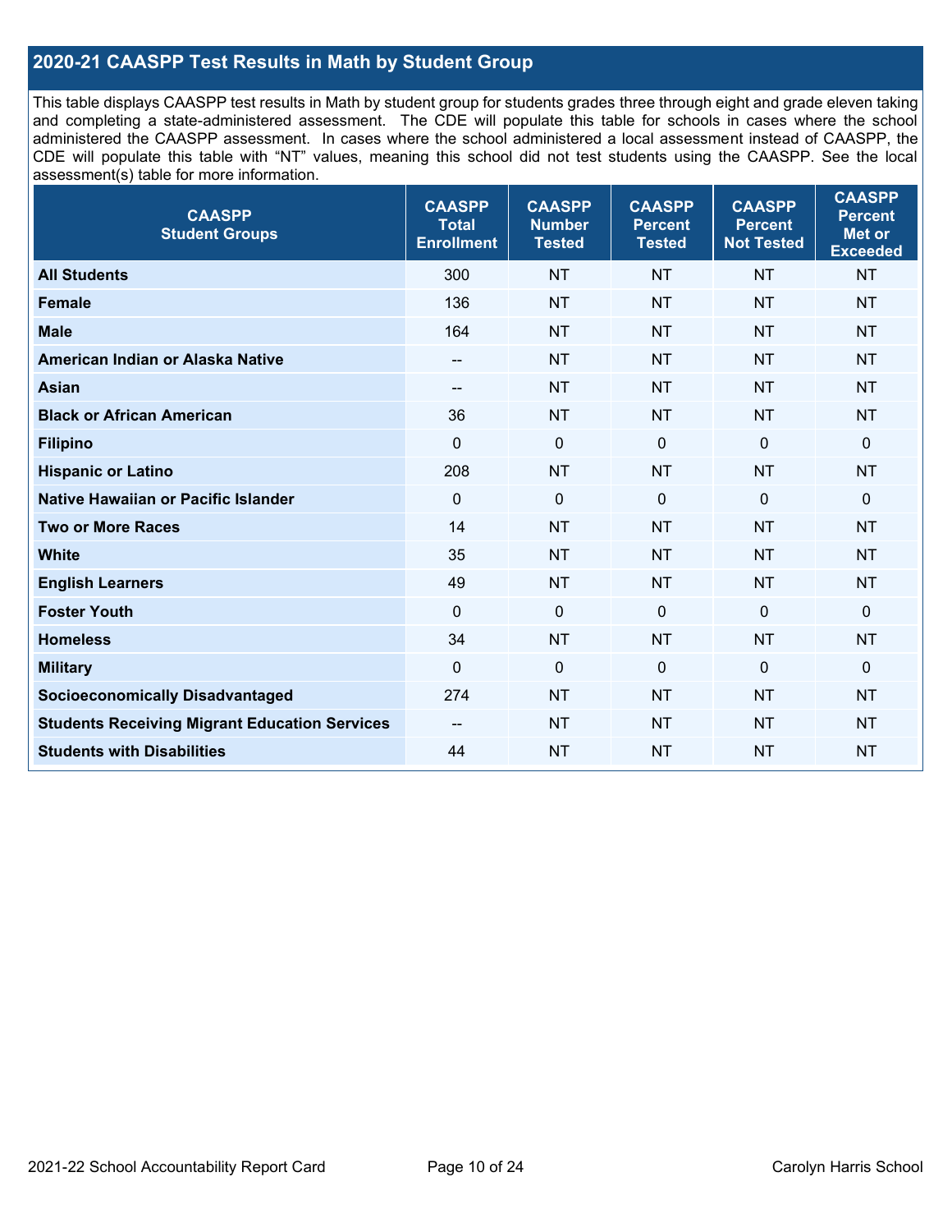## 2020-21 CAASPP Test Results in Math by Student Group

This table displays CAASPP test results in Math by student group for students grades three through eight and grade eleven taking and completing a state-administered assessment. The CDE will populate this table for schools in cases where the school administered the CAASPP assessment. In cases where the school administered a local assessment instead of CAASPP, the CDE will populate this table with "NT" values, meaning this school did not test students using the CAASPP. See the local assessment(s) table for more information.

| CAASPP Student Groups | CAASPP Total Enrollment | CAASPP Number Tested | CAASPP Percent Tested | CAASPP Percent Not Tested | CAASPP Percent Met or Exceeded |
|---|---|---|---|---|---|
| **All Students** | 300 | NT | NT | NT | NT |
| **Female** | 136 | NT | NT | NT | NT |
| **Male** | 164 | NT | NT | NT | NT |
| **American Indian or Alaska Native** | -- | NT | NT | NT | NT |
| **Asian** | -- | NT | NT | NT | NT |
| **Black or African American** | 36 | NT | NT | NT | NT |
| **Filipino** | 0 | 0 | 0 | 0 | 0 |
| **Hispanic or Latino** | 208 | NT | NT | NT | NT |
| **Native Hawaiian or Pacific Islander** | 0 | 0 | 0 | 0 | 0 |
| **Two or More Races** | 14 | NT | NT | NT | NT |
| **White** | 35 | NT | NT | NT | NT |
| **English Learners** | 49 | NT | NT | NT | NT |
| **Foster Youth** | 0 | 0 | 0 | 0 | 0 |
| **Homeless** | 34 | NT | NT | NT | NT |
| **Military** | 0 | 0 | 0 | 0 | 0 |
| **Socioeconomically Disadvantaged** | 274 | NT | NT | NT | NT |
| **Students Receiving Migrant Education Services** | -- | NT | NT | NT | NT |
| **Students with Disabilities** | 44 | NT | NT | NT | NT |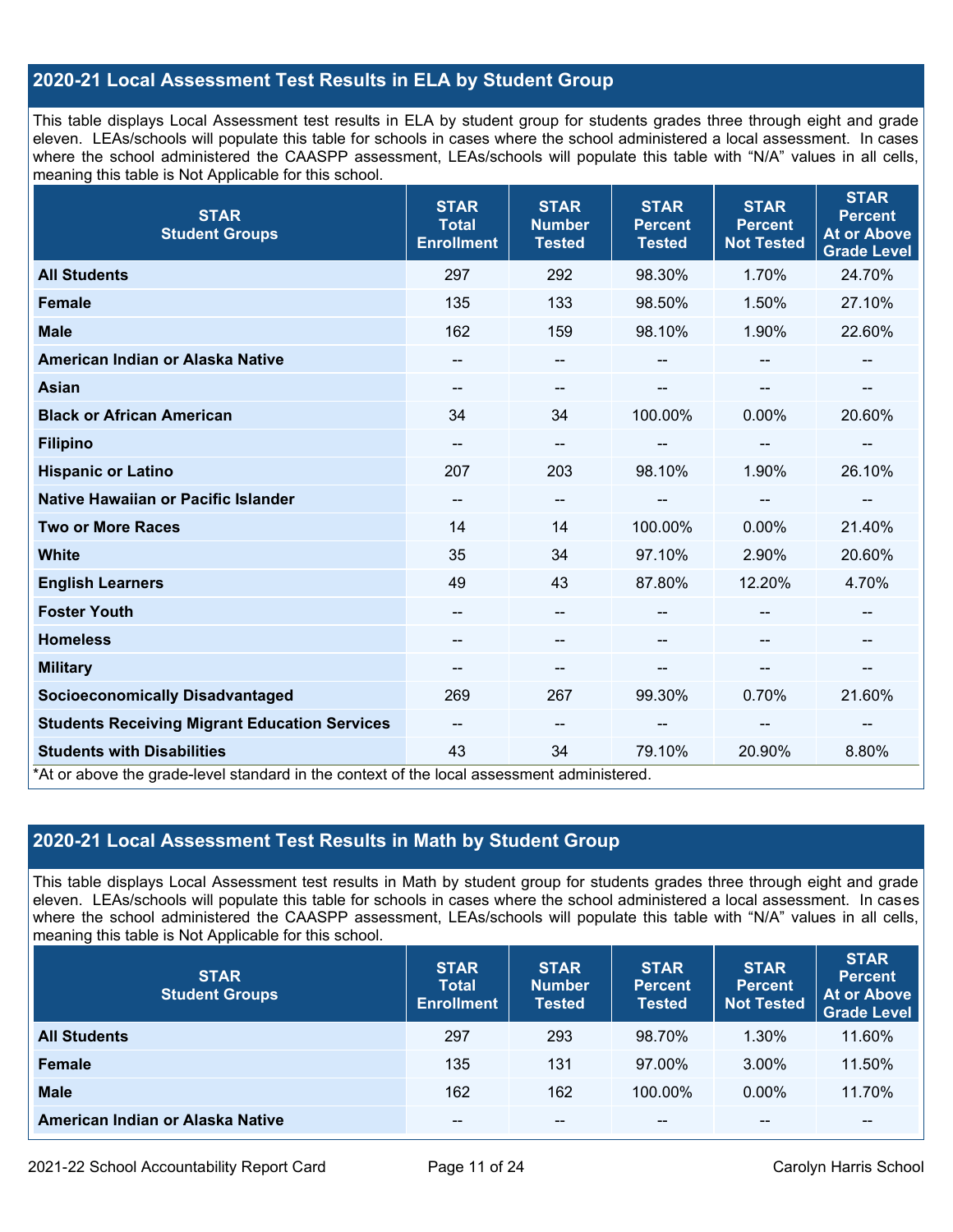## 2020-21 Local Assessment Test Results in ELA by Student Group

This table displays Local Assessment test results in ELA by student group for students grades three through eight and grade eleven. LEAs/schools will populate this table for schools in cases where the school administered a local assessment. In cases where the school administered the CAASPP assessment, LEAs/schools will populate this table with "N/A" values in all cells, meaning this table is Not Applicable for this school.

| STAR Student Groups | STAR Total Enrollment | STAR Number Tested | STAR Percent Tested | STAR Percent Not Tested | STAR Percent At or Above Grade Level |
|---|---|---|---|---|---|
| **All Students** | 297 | 292 | 98.30% | 1.70% | 24.70% |
| **Female** | 135 | 133 | 98.50% | 1.50% | 27.10% |
| **Male** | 162 | 159 | 98.10% | 1.90% | 22.60% |
| **American Indian or Alaska Native** | -- | -- | -- | -- | -- |
| **Asian** | -- | -- | -- | -- | -- |
| **Black or African American** | 34 | 34 | 100.00% | 0.00% | 20.60% |
| **Filipino** | -- | -- | -- | -- | -- |
| **Hispanic or Latino** | 207 | 203 | 98.10% | 1.90% | 26.10% |
| **Native Hawaiian or Pacific Islander** | -- | -- | -- | -- | -- |
| **Two or More Races** | 14 | 14 | 100.00% | 0.00% | 21.40% |
| **White** | 35 | 34 | 97.10% | 2.90% | 20.60% |
| **English Learners** | 49 | 43 | 87.80% | 12.20% | 4.70% |
| **Foster Youth** | -- | -- | -- | -- | -- |
| **Homeless** | -- | -- | -- | -- | -- |
| **Military** | -- | -- | -- | -- | -- |
| **Socioeconomically Disadvantaged** | 269 | 267 | 99.30% | 0.70% | 21.60% |
| **Students Receiving Migrant Education Services** | -- | -- | -- | -- | -- |
| **Students with Disabilities** | 43 | 34 | 79.10% | 20.90% | 8.80% |

*At or above the grade-level standard in the context of the local assessment administered.

## 2020-21 Local Assessment Test Results in Math by Student Group

This table displays Local Assessment test results in Math by student group for students grades three through eight and grade eleven. LEAs/schools will populate this table for schools in cases where the school administered a local assessment. In cases where the school administered the CAASPP assessment, LEAs/schools will populate this table with "N/A" values in all cells, meaning this table is Not Applicable for this school.

| STAR Student Groups | STAR Total Enrollment | STAR Number Tested | STAR Percent Tested | STAR Percent Not Tested | STAR Percent At or Above Grade Level |
|---|---|---|---|---|---|
| **All Students** | 297 | 293 | 98.70% | 1.30% | 11.60% |
| **Female** | 135 | 131 | 97.00% | 3.00% | 11.50% |
| **Male** | 162 | 162 | 100.00% | 0.00% | 11.70% |
| **American Indian or Alaska Native** | -- | -- | -- | -- | -- |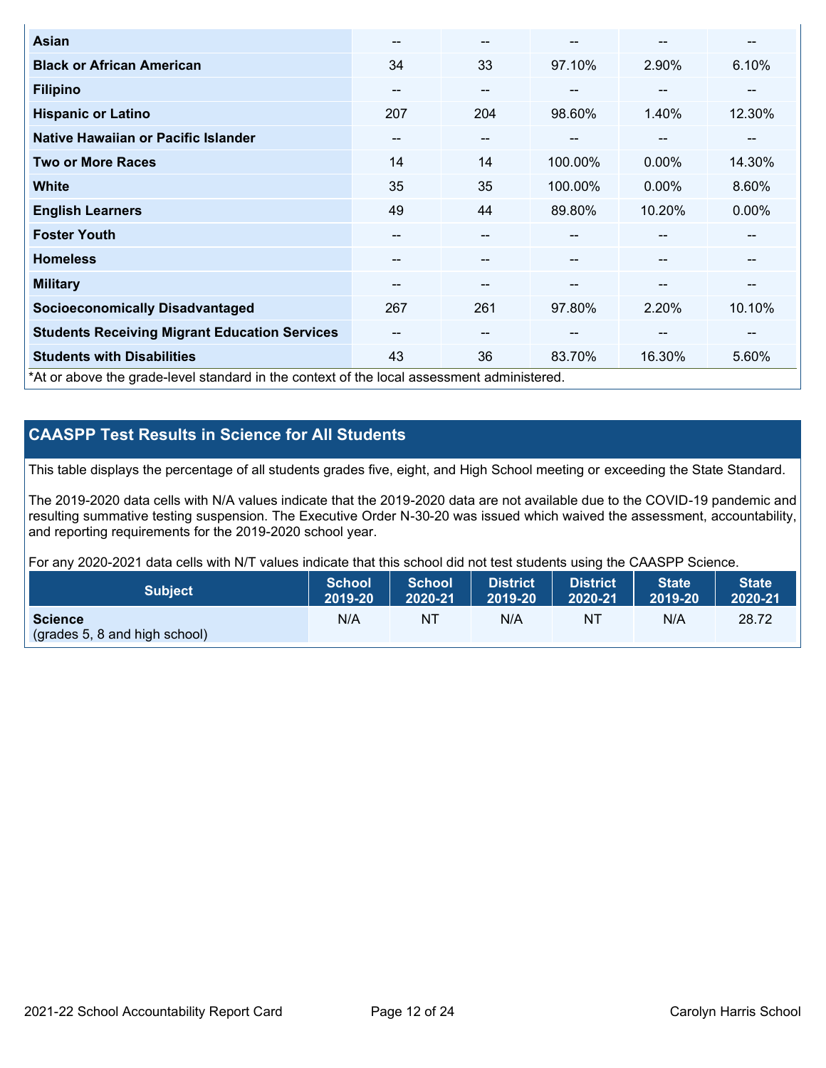| | | | | | |
|---|---|---|---|---|---|
| **Asian** | -- | -- | -- | -- | -- |
| **Black or African American** | 34 | 33 | 97.10% | 2.90% | 6.10% |
| **Filipino** | -- | -- | -- | -- | -- |
| **Hispanic or Latino** | 207 | 204 | 98.60% | 1.40% | 12.30% |
| **Native Hawaiian or Pacific Islander** | -- | -- | -- | -- | -- |
| **Two or More Races** | 14 | 14 | 100.00% | 0.00% | 14.30% |
| **White** | 35 | 35 | 100.00% | 0.00% | 8.60% |
| **English Learners** | 49 | 44 | 89.80% | 10.20% | 0.00% |
| **Foster Youth** | -- | -- | -- | -- | -- |
| **Homeless** | -- | -- | -- | -- | -- |
| **Military** | -- | -- | -- | -- | -- |
| **Socioeconomically Disadvantaged** | 267 | 261 | 97.80% | 2.20% | 10.10% |
| **Students Receiving Migrant Education Services** | -- | -- | -- | -- | -- |
| **Students with Disabilities** | 43 | 36 | 83.70% | 16.30% | 5.60% |

*At or above the grade-level standard in the context of the local assessment administered.

## CAASPP Test Results in Science for All Students

This table displays the percentage of all students grades five, eight, and High School meeting or exceeding the State Standard.

The 2019-2020 data cells with N/A values indicate that the 2019-2020 data are not available due to the COVID-19 pandemic and resulting summative testing suspension. The Executive Order N-30-20 was issued which waived the assessment, accountability, and reporting requirements for the 2019-2020 school year.

For any 2020-2021 data cells with N/T values indicate that this school did not test students using the CAASPP Science.

| Subject | School 2019-20 | School 2020-21 | District 2019-20 | District 2020-21 | State 2019-20 | State 2020-21 |
|---|---|---|---|---|---|---|
| **Science** (grades 5, 8 and high school) | N/A | NT | N/A | NT | N/A | 28.72 |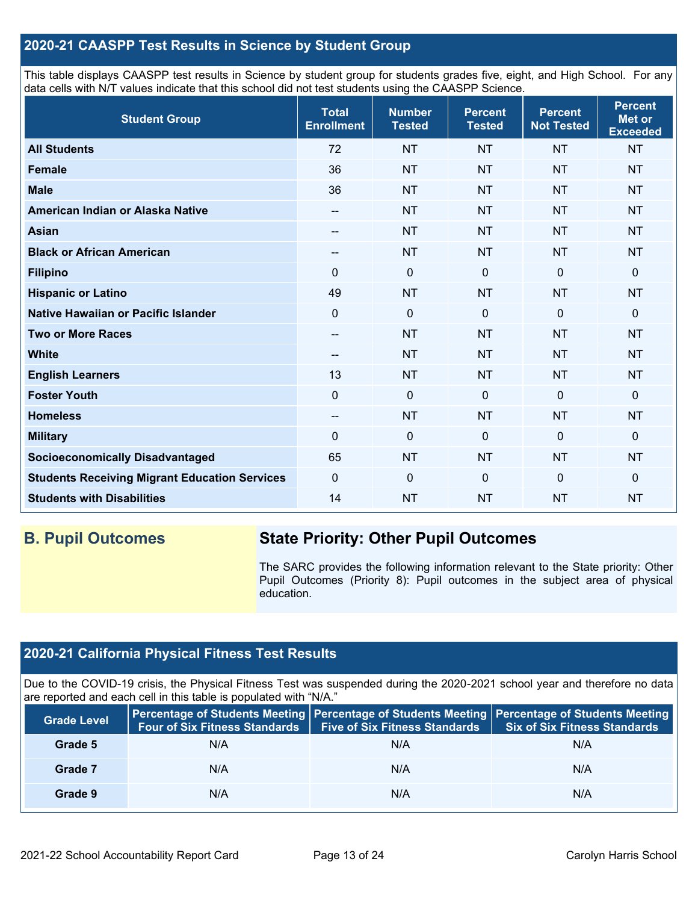## 2020-21 CAASPP Test Results in Science by Student Group

This table displays CAASPP test results in Science by student group for students grades five, eight, and High School. For any data cells with N/T values indicate that this school did not test students using the CAASPP Science.

| Student Group | Total Enrollment | Number Tested | Percent Tested | Percent Not Tested | Percent Met or Exceeded |
|---|---|---|---|---|---|
| **All Students** | 72 | NT | NT | NT | NT |
| **Female** | 36 | NT | NT | NT | NT |
| **Male** | 36 | NT | NT | NT | NT |
| **American Indian or Alaska Native** | -- | NT | NT | NT | NT |
| **Asian** | -- | NT | NT | NT | NT |
| **Black or African American** | -- | NT | NT | NT | NT |
| **Filipino** | 0 | 0 | 0 | 0 | 0 |
| **Hispanic or Latino** | 49 | NT | NT | NT | NT |
| **Native Hawaiian or Pacific Islander** | 0 | 0 | 0 | 0 | 0 |
| **Two or More Races** | -- | NT | NT | NT | NT |
| **White** | -- | NT | NT | NT | NT |
| **English Learners** | 13 | NT | NT | NT | NT |
| **Foster Youth** | 0 | 0 | 0 | 0 | 0 |
| **Homeless** | -- | NT | NT | NT | NT |
| **Military** | 0 | 0 | 0 | 0 | 0 |
| **Socioeconomically Disadvantaged** | 65 | NT | NT | NT | NT |
| **Students Receiving Migrant Education Services** | 0 | 0 | 0 | 0 | 0 |
| **Students with Disabilities** | 14 | NT | NT | NT | NT |

## B. Pupil Outcomes

### State Priority: Other Pupil Outcomes

The SARC provides the following information relevant to the State priority: Other Pupil Outcomes (Priority 8): Pupil outcomes in the subject area of physical education.

## 2020-21 California Physical Fitness Test Results

Due to the COVID-19 crisis, the Physical Fitness Test was suspended during the 2020-2021 school year and therefore no data are reported and each cell in this table is populated with "N/A."

| Grade Level | Percentage of Students Meeting Four of Six Fitness Standards | Percentage of Students Meeting Five of Six Fitness Standards | Percentage of Students Meeting Six of Six Fitness Standards |
|---|---|---|---|
| **Grade 5** | N/A | N/A | N/A |
| **Grade 7** | N/A | N/A | N/A |
| **Grade 9** | N/A | N/A | N/A |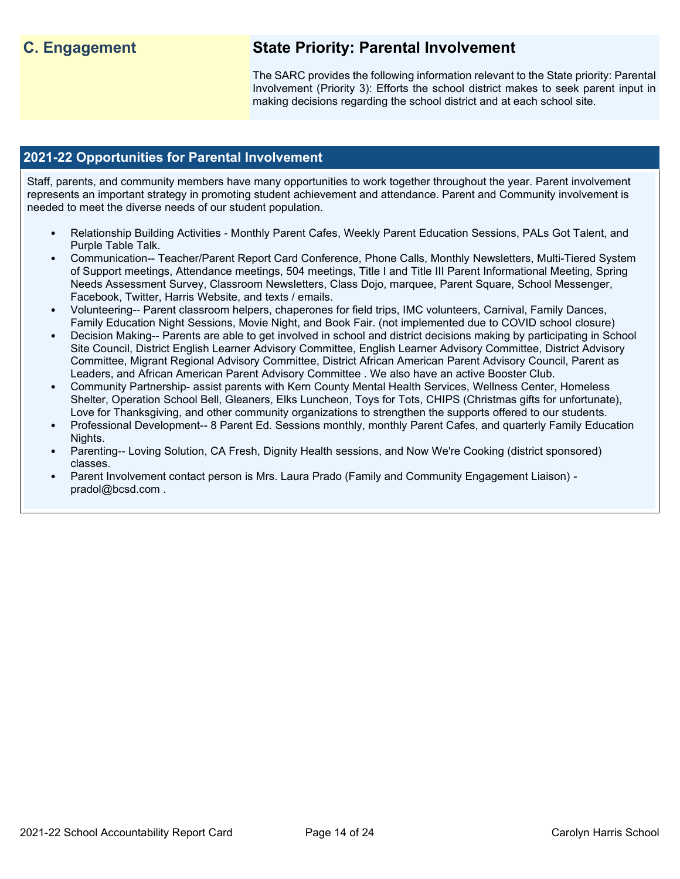## C. Engagement

## State Priority: Parental Involvement

The SARC provides the following information relevant to the State priority: Parental Involvement (Priority 3): Efforts the school district makes to seek parent input in making decisions regarding the school district and at each school site.

### 2021-22 Opportunities for Parental Involvement

Staff, parents, and community members have many opportunities to work together throughout the year. Parent involvement represents an important strategy in promoting student achievement and attendance. Parent and Community involvement is needed to meet the diverse needs of our student population.

- Relationship Building Activities - Monthly Parent Cafes, Weekly Parent Education Sessions, PALs Got Talent, and Purple Table Talk.
- Communication-- Teacher/Parent Report Card Conference, Phone Calls, Monthly Newsletters, Multi-Tiered System of Support meetings, Attendance meetings, 504 meetings, Title I and Title III Parent Informational Meeting, Spring Needs Assessment Survey, Classroom Newsletters, Class Dojo, marquee, Parent Square, School Messenger, Facebook, Twitter, Harris Website, and texts / emails.
- Volunteering-- Parent classroom helpers, chaperones for field trips, IMC volunteers, Carnival, Family Dances, Family Education Night Sessions, Movie Night, and Book Fair. (not implemented due to COVID school closure)
- Decision Making-- Parents are able to get involved in school and district decisions making by participating in School Site Council, District English Learner Advisory Committee, English Learner Advisory Committee, District Advisory Committee, Migrant Regional Advisory Committee, District African American Parent Advisory Council, Parent as Leaders, and African American Parent Advisory Committee . We also have an active Booster Club.
- Community Partnership- assist parents with Kern County Mental Health Services, Wellness Center, Homeless Shelter, Operation School Bell, Gleaners, Elks Luncheon, Toys for Tots, CHIPS (Christmas gifts for unfortunate), Love for Thanksgiving, and other community organizations to strengthen the supports offered to our students.
- Professional Development-- 8 Parent Ed. Sessions monthly, monthly Parent Cafes, and quarterly Family Education Nights.
- Parenting-- Loving Solution, CA Fresh, Dignity Health sessions, and Now We're Cooking (district sponsored) classes.
- Parent Involvement contact person is Mrs. Laura Prado (Family and Community Engagement Liaison) - pradol@bcsd.com .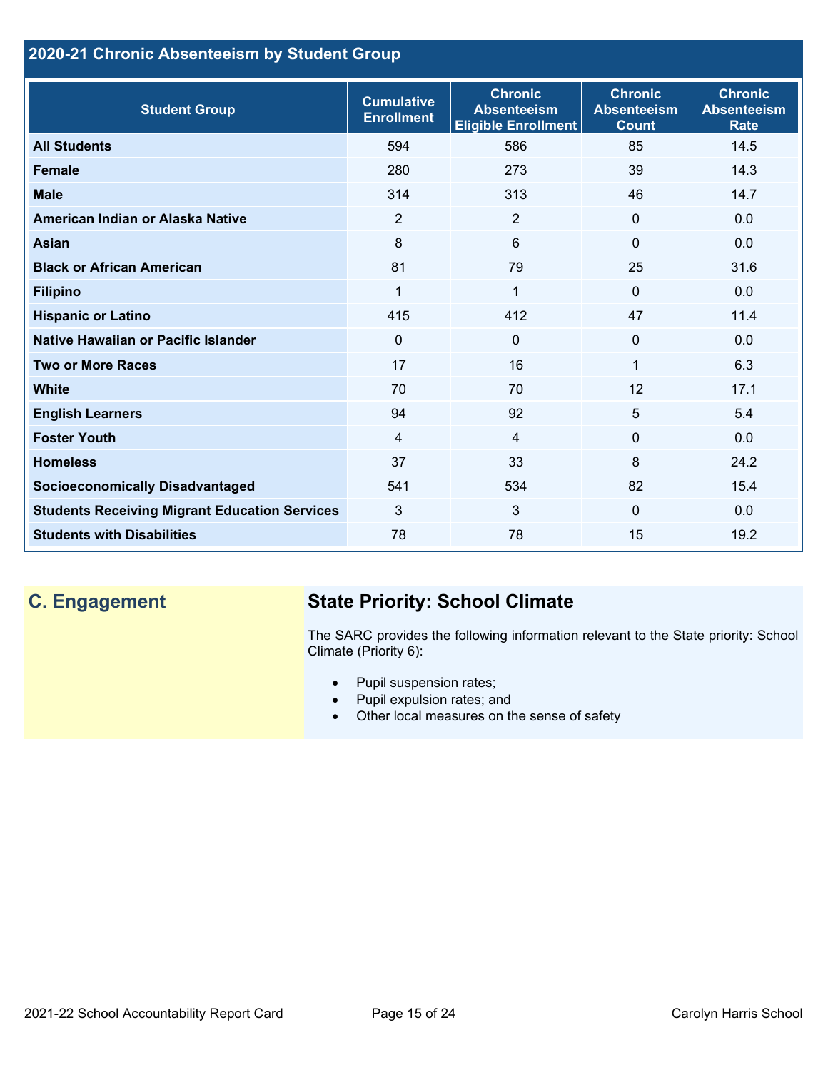## 2020-21 Chronic Absenteeism by Student Group

| Student Group | Cumulative Enrollment | Chronic Absenteeism Eligible Enrollment | Chronic Absenteeism Count | Chronic Absenteeism Rate |
|---|---|---|---|---|
| **All Students** | 594 | 586 | 85 | 14.5 |
| **Female** | 280 | 273 | 39 | 14.3 |
| **Male** | 314 | 313 | 46 | 14.7 |
| **American Indian or Alaska Native** | 2 | 2 | 0 | 0.0 |
| **Asian** | 8 | 6 | 0 | 0.0 |
| **Black or African American** | 81 | 79 | 25 | 31.6 |
| **Filipino** | 1 | 1 | 0 | 0.0 |
| **Hispanic or Latino** | 415 | 412 | 47 | 11.4 |
| **Native Hawaiian or Pacific Islander** | 0 | 0 | 0 | 0.0 |
| **Two or More Races** | 17 | 16 | 1 | 6.3 |
| **White** | 70 | 70 | 12 | 17.1 |
| **English Learners** | 94 | 92 | 5 | 5.4 |
| **Foster Youth** | 4 | 4 | 0 | 0.0 |
| **Homeless** | 37 | 33 | 8 | 24.2 |
| **Socioeconomically Disadvantaged** | 541 | 534 | 82 | 15.4 |
| **Students Receiving Migrant Education Services** | 3 | 3 | 0 | 0.0 |
| **Students with Disabilities** | 78 | 78 | 15 | 19.2 |

## C. Engagement

### State Priority: School Climate

The SARC provides the following information relevant to the State priority: School Climate (Priority 6):

- Pupil suspension rates;
- Pupil expulsion rates; and
- Other local measures on the sense of safety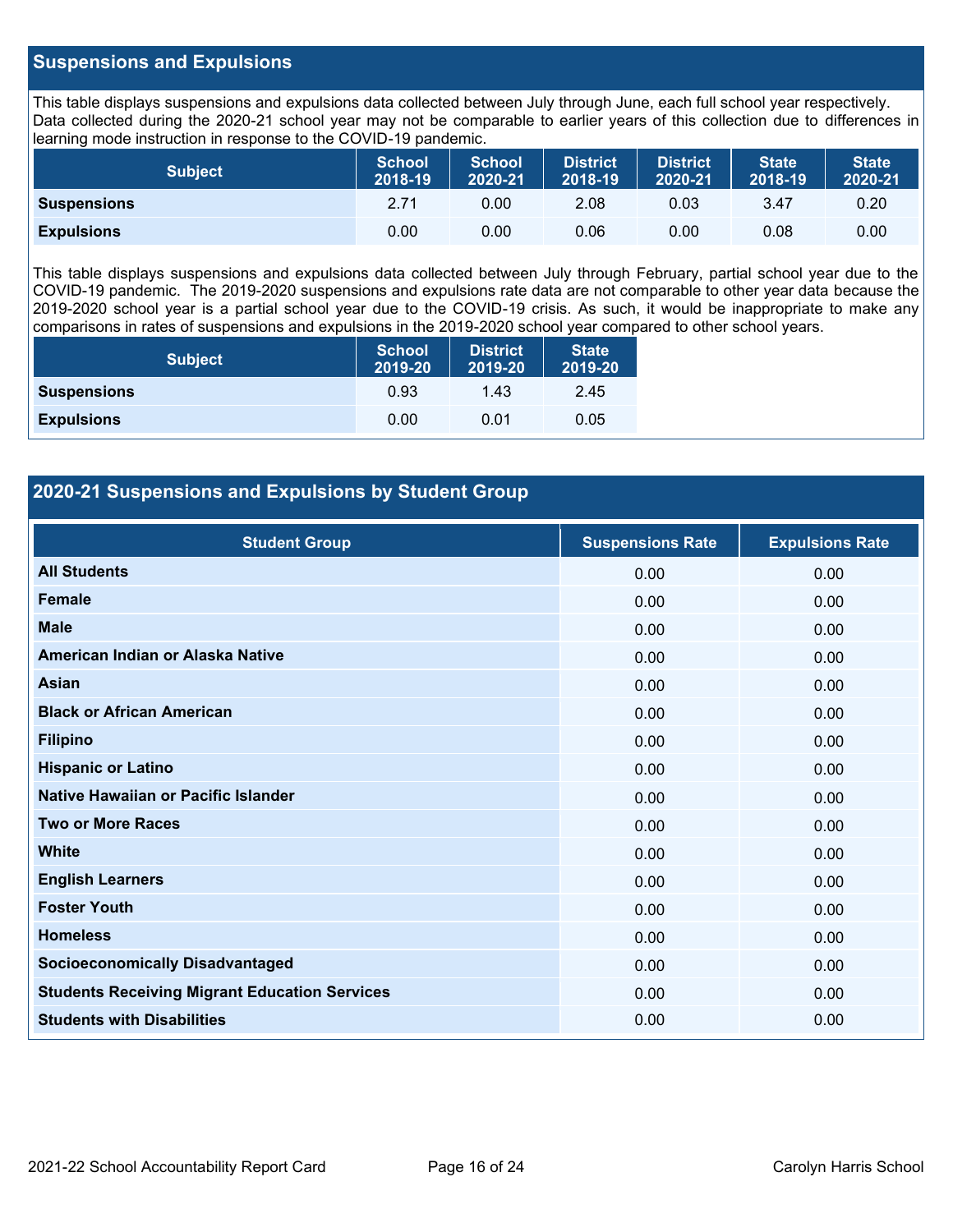## Suspensions and Expulsions

This table displays suspensions and expulsions data collected between July through June, each full school year respectively. Data collected during the 2020-21 school year may not be comparable to earlier years of this collection due to differences in learning mode instruction in response to the COVID-19 pandemic.

| Subject | School 2018-19 | School 2020-21 | District 2018-19 | District 2020-21 | State 2018-19 | State 2020-21 |
|---|---|---|---|---|---|---|
| **Suspensions** | 2.71 | 0.00 | 2.08 | 0.03 | 3.47 | 0.20 |
| **Expulsions** | 0.00 | 0.00 | 0.06 | 0.00 | 0.08 | 0.00 |

This table displays suspensions and expulsions data collected between July through February, partial school year due to the COVID-19 pandemic. The 2019-2020 suspensions and expulsions rate data are not comparable to other year data because the 2019-2020 school year is a partial school year due to the COVID-19 crisis. As such, it would be inappropriate to make any comparisons in rates of suspensions and expulsions in the 2019-2020 school year compared to other school years.

| Subject | School 2019-20 | District 2019-20 | State 2019-20 |
|---|---|---|---|
| **Suspensions** | 0.93 | 1.43 | 2.45 |
| **Expulsions** | 0.00 | 0.01 | 0.05 |

## 2020-21 Suspensions and Expulsions by Student Group

| Student Group | Suspensions Rate | Expulsions Rate |
|---|---|---|
| **All Students** | 0.00 | 0.00 |
| **Female** | 0.00 | 0.00 |
| **Male** | 0.00 | 0.00 |
| **American Indian or Alaska Native** | 0.00 | 0.00 |
| **Asian** | 0.00 | 0.00 |
| **Black or African American** | 0.00 | 0.00 |
| **Filipino** | 0.00 | 0.00 |
| **Hispanic or Latino** | 0.00 | 0.00 |
| **Native Hawaiian or Pacific Islander** | 0.00 | 0.00 |
| **Two or More Races** | 0.00 | 0.00 |
| **White** | 0.00 | 0.00 |
| **English Learners** | 0.00 | 0.00 |
| **Foster Youth** | 0.00 | 0.00 |
| **Homeless** | 0.00 | 0.00 |
| **Socioeconomically Disadvantaged** | 0.00 | 0.00 |
| **Students Receiving Migrant Education Services** | 0.00 | 0.00 |
| **Students with Disabilities** | 0.00 | 0.00 |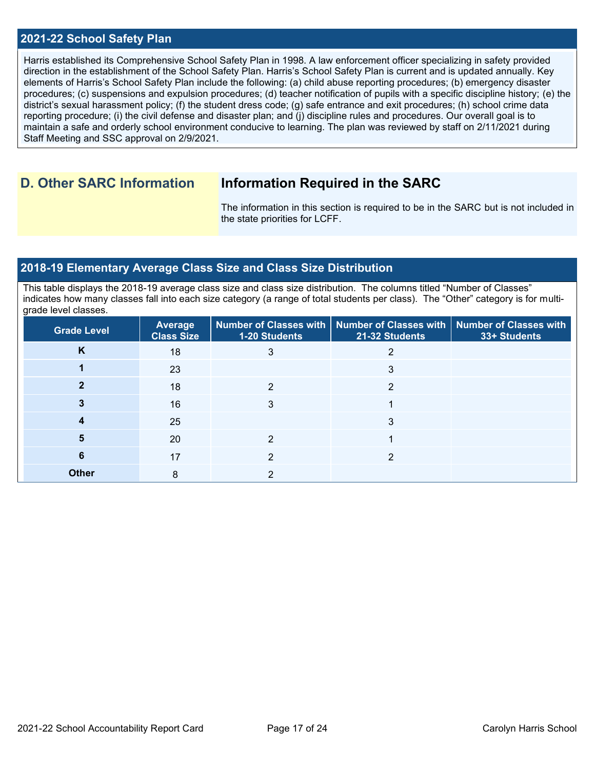## 2021-22 School Safety Plan

Harris established its Comprehensive School Safety Plan in 1998. A law enforcement officer specializing in safety provided direction in the establishment of the School Safety Plan. Harris's School Safety Plan is current and is updated annually. Key elements of Harris's School Safety Plan include the following: (a) child abuse reporting procedures; (b) emergency disaster procedures; (c) suspensions and expulsion procedures; (d) teacher notification of pupils with a specific discipline history; (e) the district's sexual harassment policy; (f) the student dress code; (g) safe entrance and exit procedures; (h) school crime data reporting procedure; (i) the civil defense and disaster plan; and (j) discipline rules and procedures. Our overall goal is to maintain a safe and orderly school environment conducive to learning. The plan was reviewed by staff on 2/11/2021 during Staff Meeting and SSC approval on 2/9/2021.

## D. Other SARC Information

### Information Required in the SARC

The information in this section is required to be in the SARC but is not included in the state priorities for LCFF.

## 2018-19 Elementary Average Class Size and Class Size Distribution

This table displays the 2018-19 average class size and class size distribution. The columns titled "Number of Classes" indicates how many classes fall into each size category (a range of total students per class). The "Other" category is for multi-grade level classes.

| Grade Level | Average Class Size | Number of Classes with 1-20 Students | Number of Classes with 21-32 Students | Number of Classes with 33+ Students |
|---|---|---|---|---|
| **K** | 18 | 3 | 2 | |
| **1** | 23 | | 3 | |
| **2** | 18 | 2 | 2 | |
| **3** | 16 | 3 | 1 | |
| **4** | 25 | | 3 | |
| **5** | 20 | 2 | 1 | |
| **6** | 17 | 2 | 2 | |
| **Other** | 8 | 2 | | |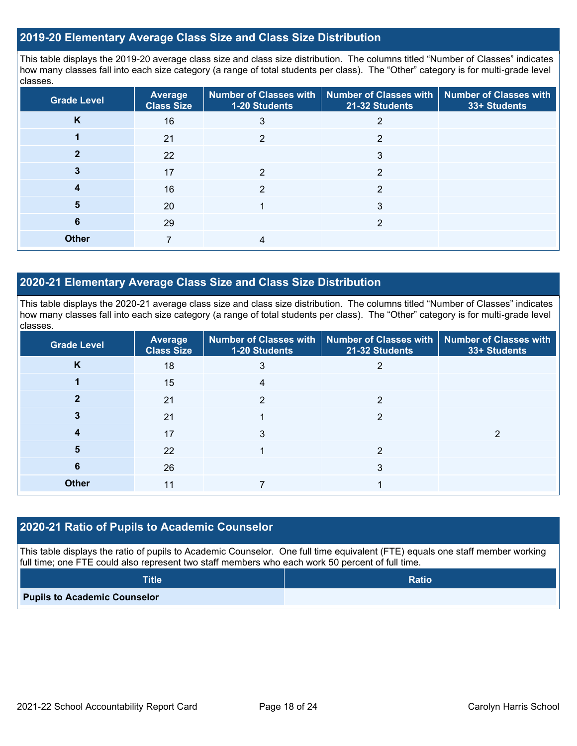## 2019-20 Elementary Average Class Size and Class Size Distribution

This table displays the 2019-20 average class size and class size distribution. The columns titled "Number of Classes" indicates how many classes fall into each size category (a range of total students per class). The "Other" category is for multi-grade level classes.

| Grade Level | Average Class Size | Number of Classes with 1-20 Students | Number of Classes with 21-32 Students | Number of Classes with 33+ Students |
|---|---|---|---|---|
| K | 16 | 3 | 2 | |
| 1 | 21 | 2 | 2 | |
| 2 | 22 | | 3 | |
| 3 | 17 | 2 | 2 | |
| 4 | 16 | 2 | 2 | |
| 5 | 20 | 1 | 3 | |
| 6 | 29 | | 2 | |
| Other | 7 | 4 | | |

## 2020-21 Elementary Average Class Size and Class Size Distribution

This table displays the 2020-21 average class size and class size distribution. The columns titled "Number of Classes" indicates how many classes fall into each size category (a range of total students per class). The "Other" category is for multi-grade level classes.

| Grade Level | Average Class Size | Number of Classes with 1-20 Students | Number of Classes with 21-32 Students | Number of Classes with 33+ Students |
|---|---|---|---|---|
| K | 18 | 3 | 2 | |
| 1 | 15 | 4 | | |
| 2 | 21 | 2 | 2 | |
| 3 | 21 | 1 | 2 | |
| 4 | 17 | 3 | | 2 |
| 5 | 22 | 1 | 2 | |
| 6 | 26 | | 3 | |
| Other | 11 | 7 | 1 | |

## 2020-21 Ratio of Pupils to Academic Counselor

This table displays the ratio of pupils to Academic Counselor. One full time equivalent (FTE) equals one staff member working full time; one FTE could also represent two staff members who each work 50 percent of full time.

| Title | Ratio |
|---|---|
| Pupils to Academic Counselor | |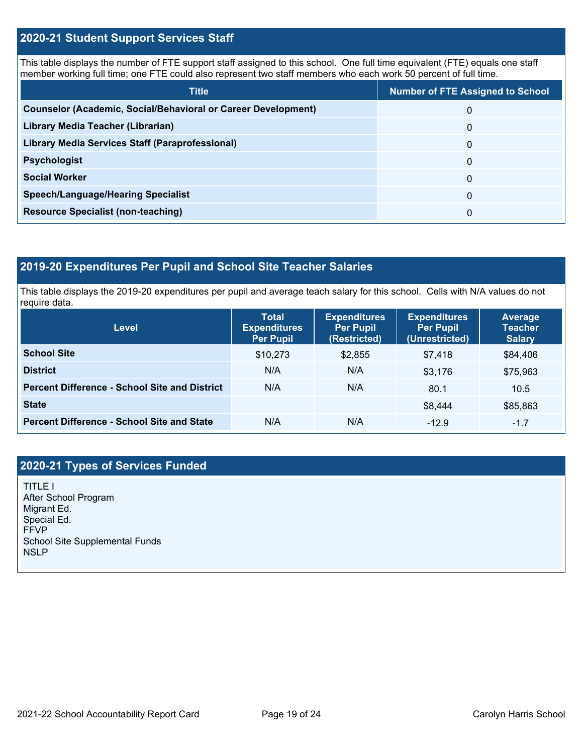## 2020-21 Student Support Services Staff

This table displays the number of FTE support staff assigned to this school. One full time equivalent (FTE) equals one staff member working full time; one FTE could also represent two staff members who each work 50 percent of full time.

| Title | Number of FTE Assigned to School |
|---|---|
| **Counselor (Academic, Social/Behavioral or Career Development)** | 0 |
| **Library Media Teacher (Librarian)** | 0 |
| **Library Media Services Staff (Paraprofessional)** | 0 |
| **Psychologist** | 0 |
| **Social Worker** | 0 |
| **Speech/Language/Hearing Specialist** | 0 |
| **Resource Specialist (non-teaching)** | 0 |

## 2019-20 Expenditures Per Pupil and School Site Teacher Salaries

This table displays the 2019-20 expenditures per pupil and average teach salary for this school. Cells with N/A values do not require data.

| Level | Total Expenditures Per Pupil | Expenditures Per Pupil (Restricted) | Expenditures Per Pupil (Unrestricted) | Average Teacher Salary |
|---|---|---|---|---|
| **School Site** | $10,273 | $2,855 | $7,418 | $84,406 |
| **District** | N/A | N/A | $3,176 | $75,963 |
| **Percent Difference - School Site and District** | N/A | N/A | 80.1 | 10.5 |
| **State** | | | $8,444 | $85,863 |
| **Percent Difference - School Site and State** | N/A | N/A | -12.9 | -1.7 |

## 2020-21 Types of Services Funded

TITLE I
After School Program
Migrant Ed.
Special Ed.
FFVP
School Site Supplemental Funds
NSLP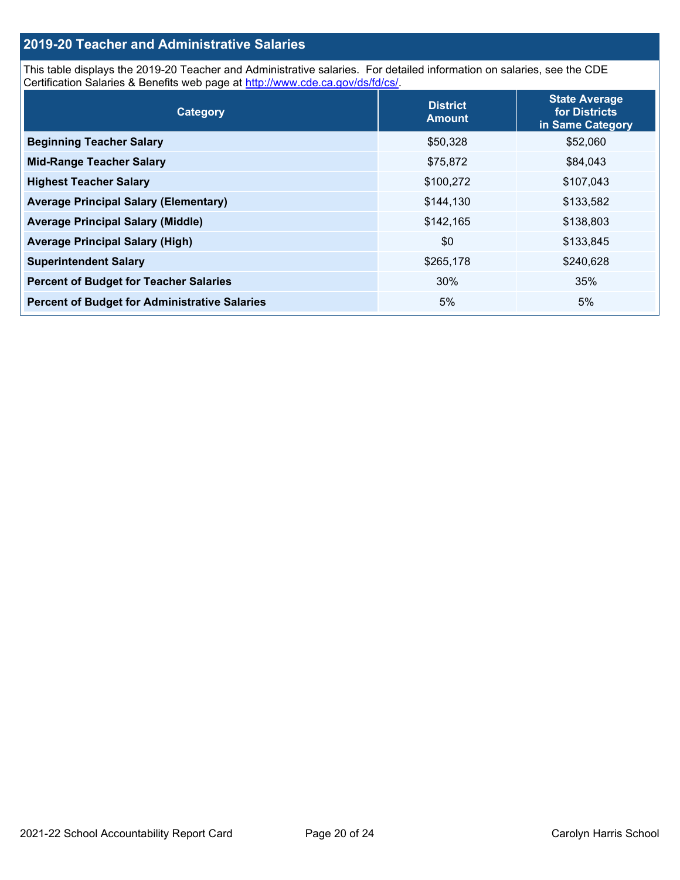## 2019-20 Teacher and Administrative Salaries

This table displays the 2019-20 Teacher and Administrative salaries. For detailed information on salaries, see the CDE Certification Salaries & Benefits web page at http://www.cde.ca.gov/ds/fd/cs/.

| Category | District Amount | State Average for Districts in Same Category |
|---|---|---|
| **Beginning Teacher Salary** | $50,328 | $52,060 |
| **Mid-Range Teacher Salary** | $75,872 | $84,043 |
| **Highest Teacher Salary** | $100,272 | $107,043 |
| **Average Principal Salary (Elementary)** | $144,130 | $133,582 |
| **Average Principal Salary (Middle)** | $142,165 | $138,803 |
| **Average Principal Salary (High)** | $0 | $133,845 |
| **Superintendent Salary** | $265,178 | $240,628 |
| **Percent of Budget for Teacher Salaries** | 30% | 35% |
| **Percent of Budget for Administrative Salaries** | 5% | 5% |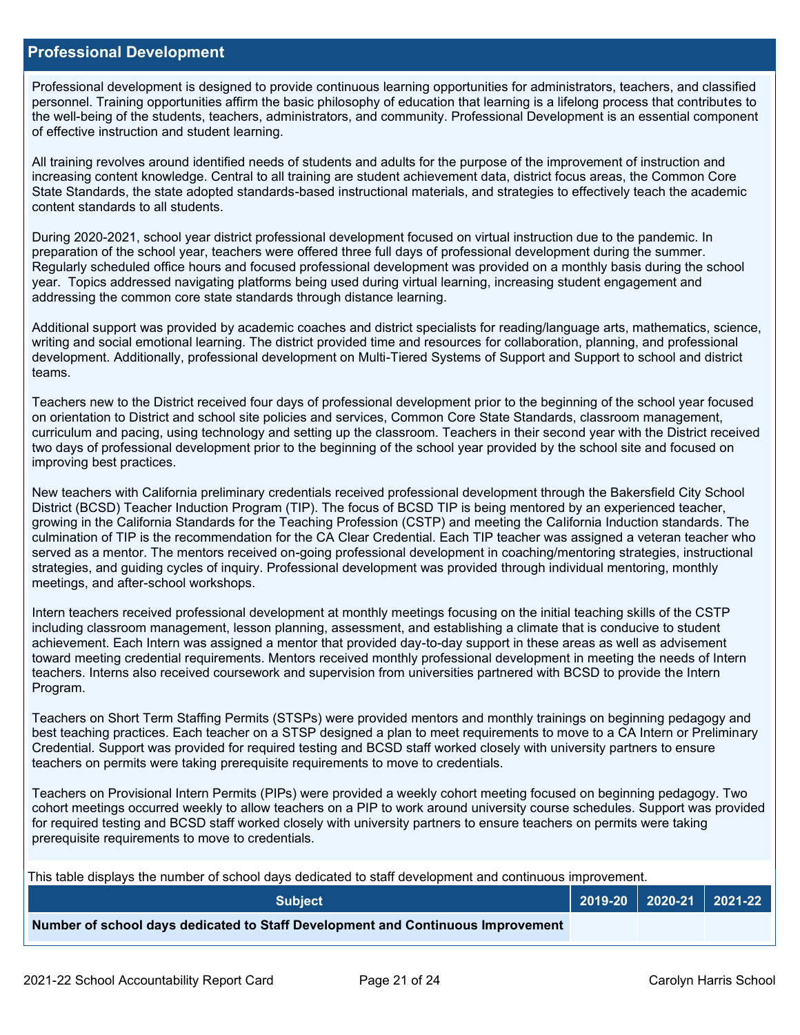## Professional Development

Professional development is designed to provide continuous learning opportunities for administrators, teachers, and classified personnel. Training opportunities affirm the basic philosophy of education that learning is a lifelong process that contributes to the well-being of the students, teachers, administrators, and community. Professional Development is an essential component of effective instruction and student learning.

All training revolves around identified needs of students and adults for the purpose of the improvement of instruction and increasing content knowledge. Central to all training are student achievement data, district focus areas, the Common Core State Standards, the state adopted standards-based instructional materials, and strategies to effectively teach the academic content standards to all students.

During 2020-2021, school year district professional development focused on virtual instruction due to the pandemic. In preparation of the school year, teachers were offered three full days of professional development during the summer. Regularly scheduled office hours and focused professional development was provided on a monthly basis during the school year. Topics addressed navigating platforms being used during virtual learning, increasing student engagement and addressing the common core state standards through distance learning.

Additional support was provided by academic coaches and district specialists for reading/language arts, mathematics, science, writing and social emotional learning. The district provided time and resources for collaboration, planning, and professional development. Additionally, professional development on Multi-Tiered Systems of Support and Support to school and district teams.

Teachers new to the District received four days of professional development prior to the beginning of the school year focused on orientation to District and school site policies and services, Common Core State Standards, classroom management, curriculum and pacing, using technology and setting up the classroom. Teachers in their second year with the District received two days of professional development prior to the beginning of the school year provided by the school site and focused on improving best practices.

New teachers with California preliminary credentials received professional development through the Bakersfield City School District (BCSD) Teacher Induction Program (TIP). The focus of BCSD TIP is being mentored by an experienced teacher, growing in the California Standards for the Teaching Profession (CSTP) and meeting the California Induction standards. The culmination of TIP is the recommendation for the CA Clear Credential. Each TIP teacher was assigned a veteran teacher who served as a mentor. The mentors received on-going professional development in coaching/mentoring strategies, instructional strategies, and guiding cycles of inquiry. Professional development was provided through individual mentoring, monthly meetings, and after-school workshops.

Intern teachers received professional development at monthly meetings focusing on the initial teaching skills of the CSTP including classroom management, lesson planning, assessment, and establishing a climate that is conducive to student achievement. Each Intern was assigned a mentor that provided day-to-day support in these areas as well as advisement toward meeting credential requirements. Mentors received monthly professional development in meeting the needs of Intern teachers. Interns also received coursework and supervision from universities partnered with BCSD to provide the Intern Program.

Teachers on Short Term Staffing Permits (STSPs) were provided mentors and monthly trainings on beginning pedagogy and best teaching practices. Each teacher on a STSP designed a plan to meet requirements to move to a CA Intern or Preliminary Credential. Support was provided for required testing and BCSD staff worked closely with university partners to ensure teachers on permits were taking prerequisite requirements to move to credentials.

Teachers on Provisional Intern Permits (PIPs) were provided a weekly cohort meeting focused on beginning pedagogy. Two cohort meetings occurred weekly to allow teachers on a PIP to work around university course schedules. Support was provided for required testing and BCSD staff worked closely with university partners to ensure teachers on permits were taking prerequisite requirements to move to credentials.

This table displays the number of school days dedicated to staff development and continuous improvement.

| Subject | 2019-20 | 2020-21 | 2021-22 |
| --- | --- | --- | --- |
| **Number of school days dedicated to Staff Development and Continuous Improvement** | | | |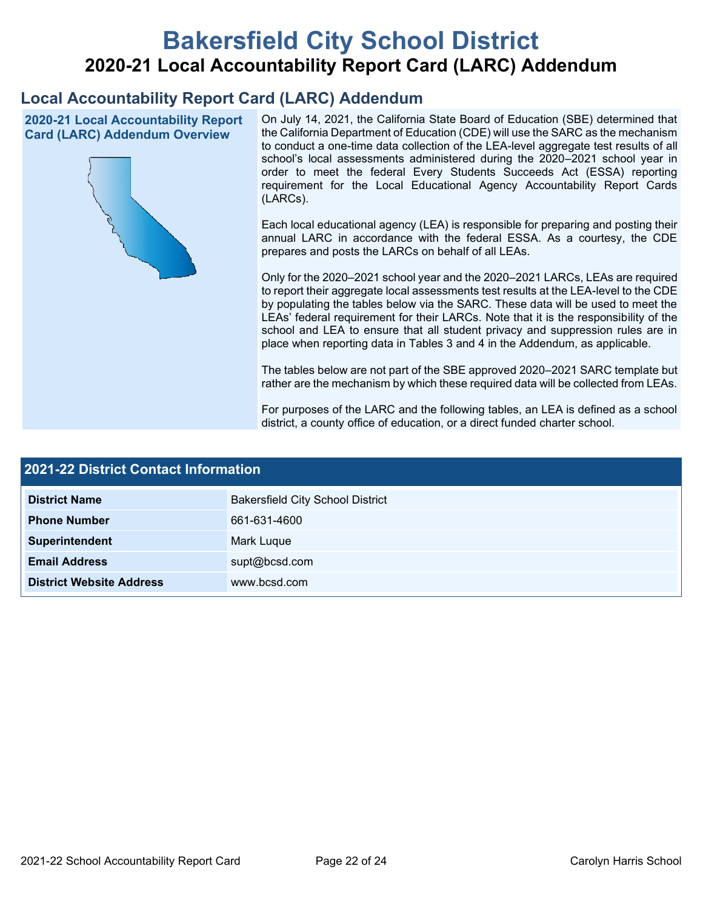# Bakersfield City School District

## 2020-21 Local Accountability Report Card (LARC) Addendum

## Local Accountability Report Card (LARC) Addendum

### 2020-21 Local Accountability Report Card (LARC) Addendum Overview

On July 14, 2021, the California State Board of Education (SBE) determined that the California Department of Education (CDE) will use the SARC as the mechanism to conduct a one-time data collection of the LEA-level aggregate test results of all school's local assessments administered during the 2020–2021 school year in order to meet the federal Every Students Succeeds Act (ESSA) reporting requirement for the Local Educational Agency Accountability Report Cards (LARCs).

Each local educational agency (LEA) is responsible for preparing and posting their annual LARC in accordance with the federal ESSA. As a courtesy, the CDE prepares and posts the LARCs on behalf of all LEAs.

Only for the 2020–2021 school year and the 2020–2021 LARCs, LEAs are required to report their aggregate local assessments test results at the LEA-level to the CDE by populating the tables below via the SARC. These data will be used to meet the LEAs' federal requirement for their LARCs. Note that it is the responsibility of the school and LEA to ensure that all student privacy and suppression rules are in place when reporting data in Tables 3 and 4 in the Addendum, as applicable.

The tables below are not part of the SBE approved 2020–2021 SARC template but rather are the mechanism by which these required data will be collected from LEAs.

For purposes of the LARC and the following tables, an LEA is defined as a school district, a county office of education, or a direct funded charter school.

### 2021-22 District Contact Information

| 2021-22 District Contact Information | |
|---|---|
| **District Name** | Bakersfield City School District |
| **Phone Number** | 661-631-4600 |
| **Superintendent** | Mark Luque |
| **Email Address** | supt@bcsd.com |
| **District Website Address** | www.bcsd.com |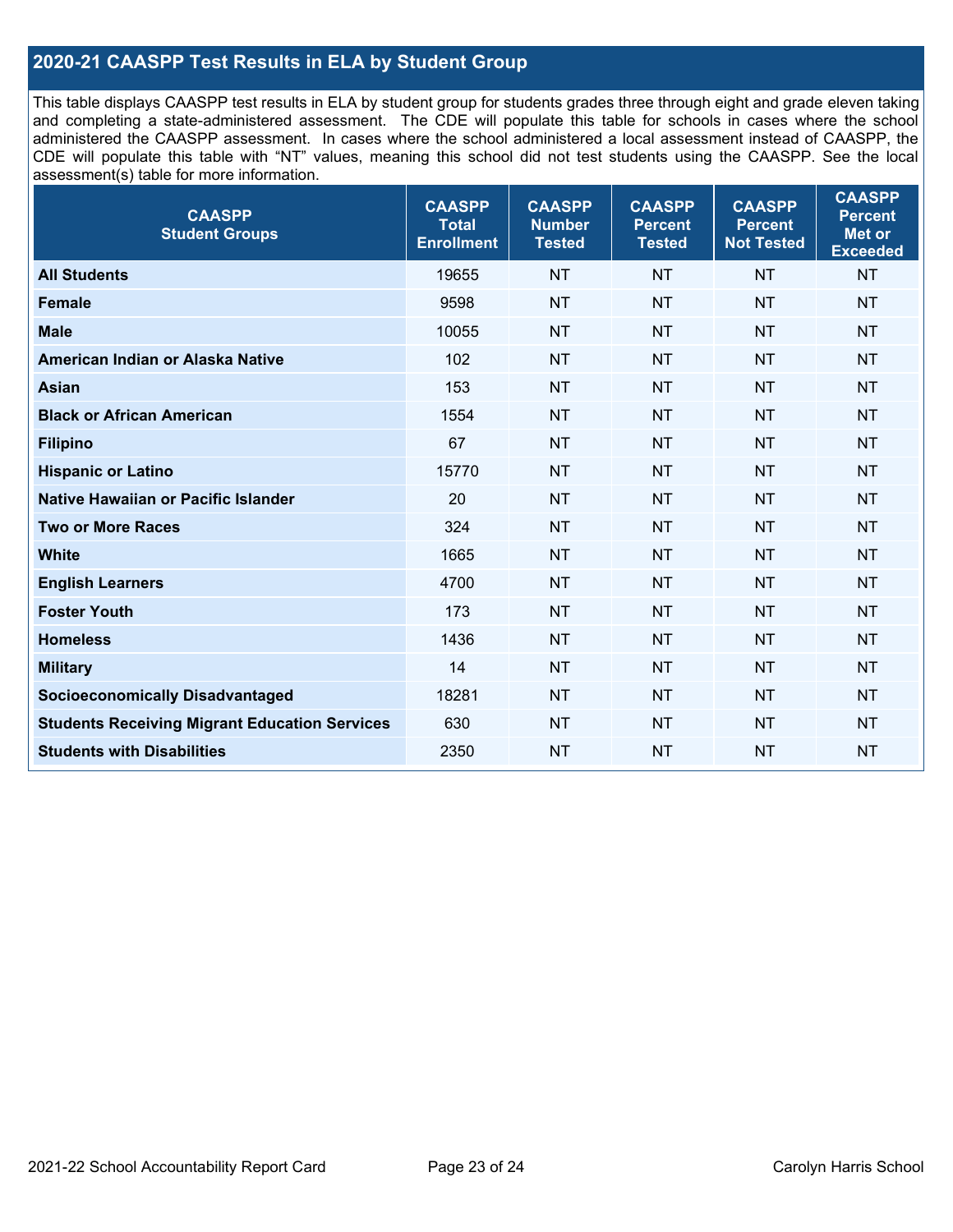## 2020-21 CAASPP Test Results in ELA by Student Group

This table displays CAASPP test results in ELA by student group for students grades three through eight and grade eleven taking and completing a state-administered assessment. The CDE will populate this table for schools in cases where the school administered the CAASPP assessment. In cases where the school administered a local assessment instead of CAASPP, the CDE will populate this table with "NT" values, meaning this school did not test students using the CAASPP. See the local assessment(s) table for more information.

| CAASPP Student Groups | CAASPP Total Enrollment | CAASPP Number Tested | CAASPP Percent Tested | CAASPP Percent Not Tested | CAASPP Percent Met or Exceeded |
|---|---|---|---|---|---|
| **All Students** | 19655 | NT | NT | NT | NT |
| **Female** | 9598 | NT | NT | NT | NT |
| **Male** | 10055 | NT | NT | NT | NT |
| **American Indian or Alaska Native** | 102 | NT | NT | NT | NT |
| **Asian** | 153 | NT | NT | NT | NT |
| **Black or African American** | 1554 | NT | NT | NT | NT |
| **Filipino** | 67 | NT | NT | NT | NT |
| **Hispanic or Latino** | 15770 | NT | NT | NT | NT |
| **Native Hawaiian or Pacific Islander** | 20 | NT | NT | NT | NT |
| **Two or More Races** | 324 | NT | NT | NT | NT |
| **White** | 1665 | NT | NT | NT | NT |
| **English Learners** | 4700 | NT | NT | NT | NT |
| **Foster Youth** | 173 | NT | NT | NT | NT |
| **Homeless** | 1436 | NT | NT | NT | NT |
| **Military** | 14 | NT | NT | NT | NT |
| **Socioeconomically Disadvantaged** | 18281 | NT | NT | NT | NT |
| **Students Receiving Migrant Education Services** | 630 | NT | NT | NT | NT |
| **Students with Disabilities** | 2350 | NT | NT | NT | NT |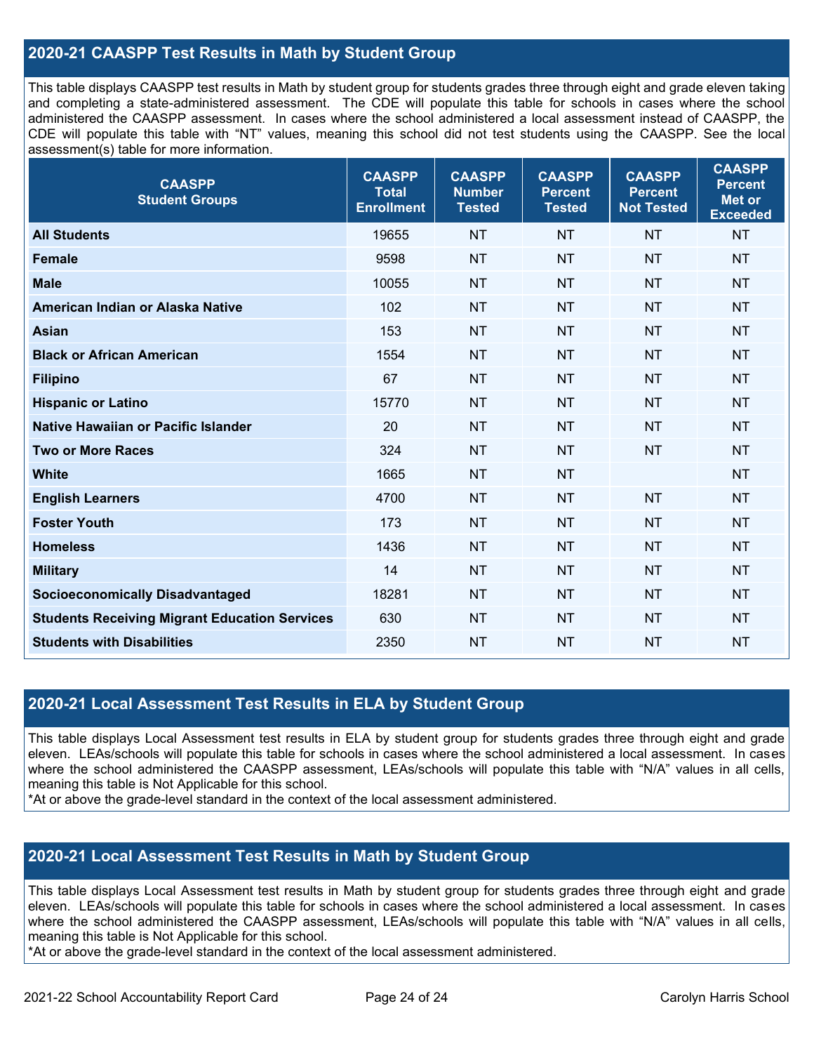## 2020-21 CAASPP Test Results in Math by Student Group

This table displays CAASPP test results in Math by student group for students grades three through eight and grade eleven taking and completing a state-administered assessment. The CDE will populate this table for schools in cases where the school administered the CAASPP assessment. In cases where the school administered a local assessment instead of CAASPP, the CDE will populate this table with "NT" values, meaning this school did not test students using the CAASPP. See the local assessment(s) table for more information.

| CAASPP Student Groups | CAASPP Total Enrollment | CAASPP Number Tested | CAASPP Percent Tested | CAASPP Percent Not Tested | CAASPP Percent Met or Exceeded |
|---|---|---|---|---|---|
| **All Students** | 19655 | NT | NT | NT | NT |
| **Female** | 9598 | NT | NT | NT | NT |
| **Male** | 10055 | NT | NT | NT | NT |
| **American Indian or Alaska Native** | 102 | NT | NT | NT | NT |
| **Asian** | 153 | NT | NT | NT | NT |
| **Black or African American** | 1554 | NT | NT | NT | NT |
| **Filipino** | 67 | NT | NT | NT | NT |
| **Hispanic or Latino** | 15770 | NT | NT | NT | NT |
| **Native Hawaiian or Pacific Islander** | 20 | NT | NT | NT | NT |
| **Two or More Races** | 324 | NT | NT | NT | NT |
| **White** | 1665 | NT | NT | | NT |
| **English Learners** | 4700 | NT | NT | NT | NT |
| **Foster Youth** | 173 | NT | NT | NT | NT |
| **Homeless** | 1436 | NT | NT | NT | NT |
| **Military** | 14 | NT | NT | NT | NT |
| **Socioeconomically Disadvantaged** | 18281 | NT | NT | NT | NT |
| **Students Receiving Migrant Education Services** | 630 | NT | NT | NT | NT |
| **Students with Disabilities** | 2350 | NT | NT | NT | NT |

## 2020-21 Local Assessment Test Results in ELA by Student Group

This table displays Local Assessment test results in ELA by student group for students grades three through eight and grade eleven. LEAs/schools will populate this table for schools in cases where the school administered a local assessment. In cases where the school administered the CAASPP assessment, LEAs/schools will populate this table with "N/A" values in all cells, meaning this table is Not Applicable for this school.
*At or above the grade-level standard in the context of the local assessment administered.

## 2020-21 Local Assessment Test Results in Math by Student Group

This table displays Local Assessment test results in Math by student group for students grades three through eight and grade eleven. LEAs/schools will populate this table for schools in cases where the school administered a local assessment. In cases where the school administered the CAASPP assessment, LEAs/schools will populate this table with "N/A" values in all cells, meaning this table is Not Applicable for this school.
*At or above the grade-level standard in the context of the local assessment administered.